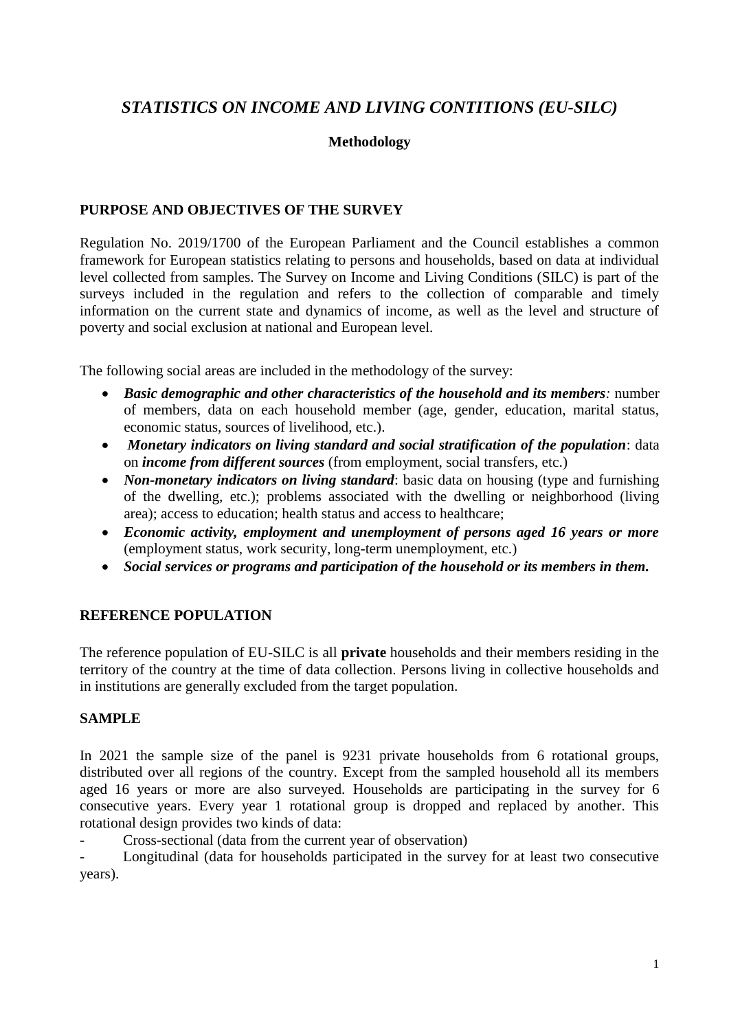# *STATISTICS ON INCOME AND LIVING CONTITIONS (EU-SILC)*

**Methodology**

## PURPOSE AND OBJECTIVES OF THE SURVEY

Regulation No. 2019/1700 of the European Parliament and the Council establishes a common framework for European statistics relating to persons and households, based on data at individual level collected from samples. The Survey on Income and Living Conditions (SILC) is part of the surveys included in the regulation and refers to the collection of comparable and timely information on the current state and dynamics of income, as well as the level and structure of poverty and social exclusion at national and European level.

The following social areas are included in the methodology of the survey:

- ***Basic demographic and other characteristics of the household and its members****:* number of members, data on each household member (age, gender, education, marital status, economic status, sources of livelihood, etc.).
- ***Monetary indicators on living standard and social stratification of the population***: data on ***income from different sources*** (from employment, social transfers, etc.)
- ***Non-monetary indicators on living standard***: basic data on housing (type and furnishing of the dwelling, etc.); problems associated with the dwelling or neighborhood (living area); access to education; health status and access to healthcare;
- ***Economic activity, employment and unemployment of persons aged 16 years or more*** (employment status, work security, long-term unemployment, etc.)
- ***Social services or programs and participation of the household or its members in them.***

## REFERENCE POPULATION

The reference population of EU-SILC is all **private** households and their members residing in the territory of the country at the time of data collection. Persons living in collective households and in institutions are generally excluded from the target population.

## SAMPLE

In 2021 the sample size of the panel is 9231 private households from 6 rotational groups, distributed over all regions of the country. Except from the sampled household all its members aged 16 years or more are also surveyed. Households are participating in the survey for 6 consecutive years. Every year 1 rotational group is dropped and replaced by another. This rotational design provides two kinds of data:

- Cross-sectional (data from the current year of observation)
- Longitudinal (data for households participated in the survey for at least two consecutive years).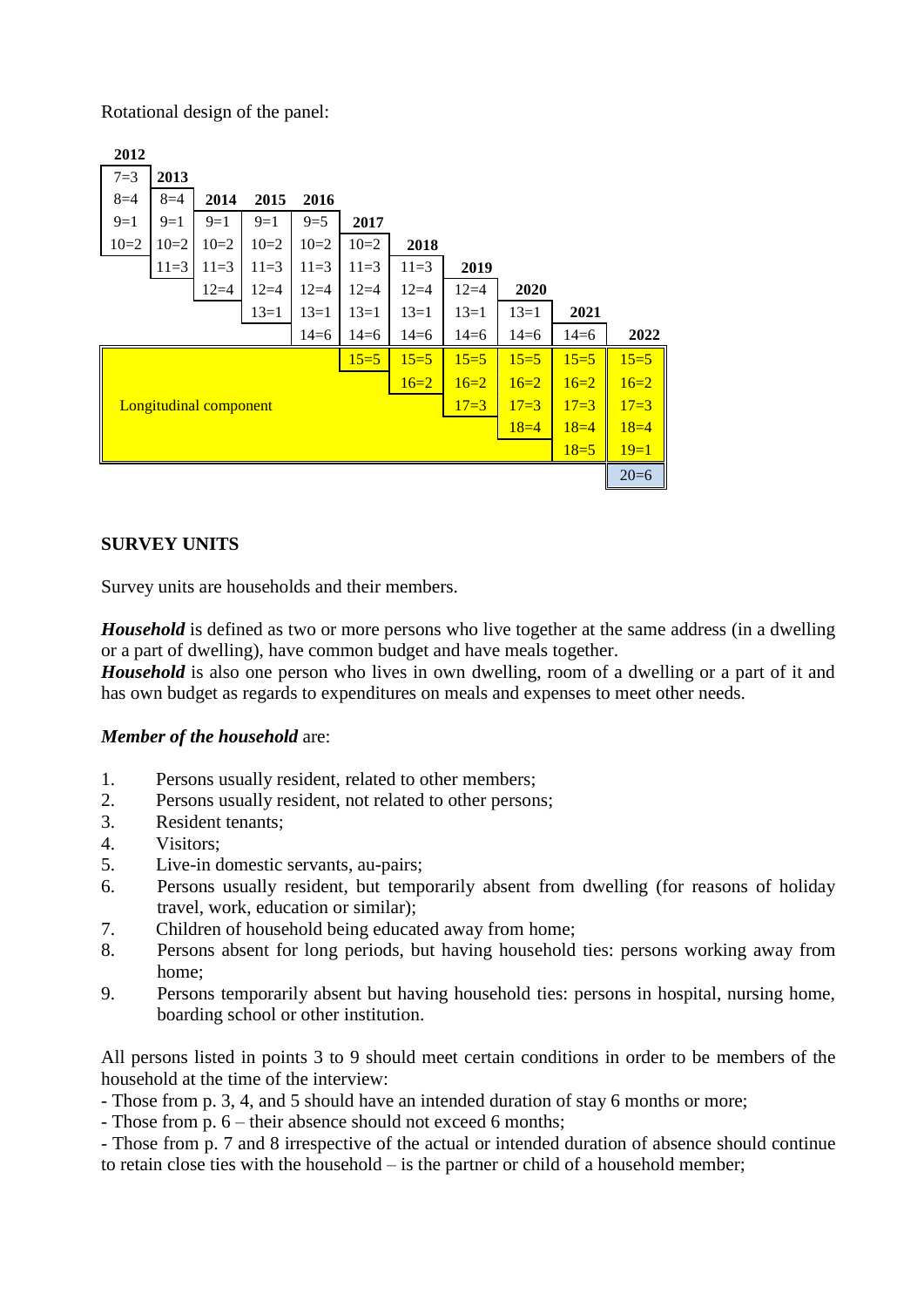Rotational design of the panel:

| 2012 | 2013 | 2014 | 2015 | 2016 | 2017 | 2018 | 2019 | 2020 | 2021 | 2022 |
|---|---|---|---|---|---|---|---|---|---|---|
| 7=3 | | | | | | | | | | |
| 8=4 | 8=4 | | | | | | | | | |
| 9=1 | 9=1 | 9=1 | 9=1 | 9=5 | | | | | | |
| 10=2 | 10=2 | 10=2 | 10=2 | 10=2 | 10=2 | | | | | |
| | 11=3 | 11=3 | 11=3 | 11=3 | 11=3 | 11=3 | | | | |
| | | 12=4 | 12=4 | 12=4 | 12=4 | 12=4 | 12=4 | | | |
| | | | 13=1 | 13=1 | 13=1 | 13=1 | 13=1 | 13=1 | | |
| | | | | 14=6 | 14=6 | 14=6 | 14=6 | 14=6 | 14=6 | |
| | | | | | 15=5 | 15=5 | 15=5 | 15=5 | 15=5 | 15=5 |
| | | | | | | 16=2 | 16=2 | 16=2 | 16=2 | 16=2 |
| | | | | | | | 17=3 | 17=3 | 17=3 | 17=3 |
| | | | | | | | | 18=4 | 18=4 | 18=4 |
| | | | | | | | | | 18=5 | 19=1 |
| | | | | | | | | | | 20=6 |

Longitudinal component

## SURVEY UNITS

Survey units are households and their members.

***Household*** is defined as two or more persons who live together at the same address (in a dwelling or a part of dwelling), have common budget and have meals together.
***Household*** is also one person who lives in own dwelling, room of a dwelling or a part of it and has own budget as regards to expenditures on meals and expenses to meet other needs.

***Member of the household*** are:

1. Persons usually resident, related to other members;
2. Persons usually resident, not related to other persons;
3. Resident tenants;
4. Visitors;
5. Live-in domestic servants, au-pairs;
6. Persons usually resident, but temporarily absent from dwelling (for reasons of holiday travel, work, education or similar);
7. Children of household being educated away from home;
8. Persons absent for long periods, but having household ties: persons working away from home;
9. Persons temporarily absent but having household ties: persons in hospital, nursing home, boarding school or other institution.

All persons listed in points 3 to 9 should meet certain conditions in order to be members of the household at the time of the interview:
- Those from p. 3, 4, and 5 should have an intended duration of stay 6 months or more;
- Those from p. 6 – their absence should not exceed 6 months;
- Those from p. 7 and 8 irrespective of the actual or intended duration of absence should continue to retain close ties with the household – is the partner or child of a household member;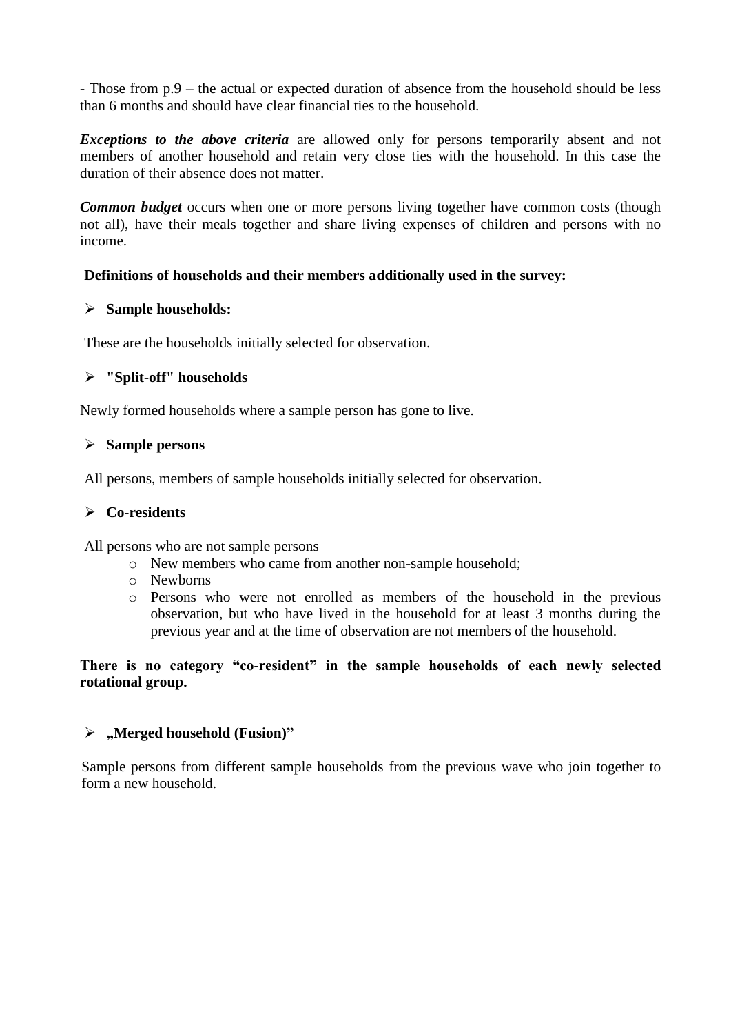- Those from p.9 – the actual or expected duration of absence from the household should be less than 6 months and should have clear financial ties to the household.

***Exceptions to the above criteria*** are allowed only for persons temporarily absent and not members of another household and retain very close ties with the household. In this case the duration of their absence does not matter.

***Common budget*** occurs when one or more persons living together have common costs (though not all), have their meals together and share living expenses of children and persons with no income.

**Definitions of households and their members additionally used in the survey:**

- **Sample households:**

These are the households initially selected for observation.

- **"Split-off" households**

Newly formed households where a sample person has gone to live.

- **Sample persons**

All persons, members of sample households initially selected for observation.

- **Co-residents**

All persons who are not sample persons

  - New members who came from another non-sample household;
  - Newborns
  - Persons who were not enrolled as members of the household in the previous observation, but who have lived in the household for at least 3 months during the previous year and at the time of observation are not members of the household.

**There is no category "co-resident" in the sample households of each newly selected rotational group.**

- **„Merged household (Fusion)"**

Sample persons from different sample households from the previous wave who join together to form a new household.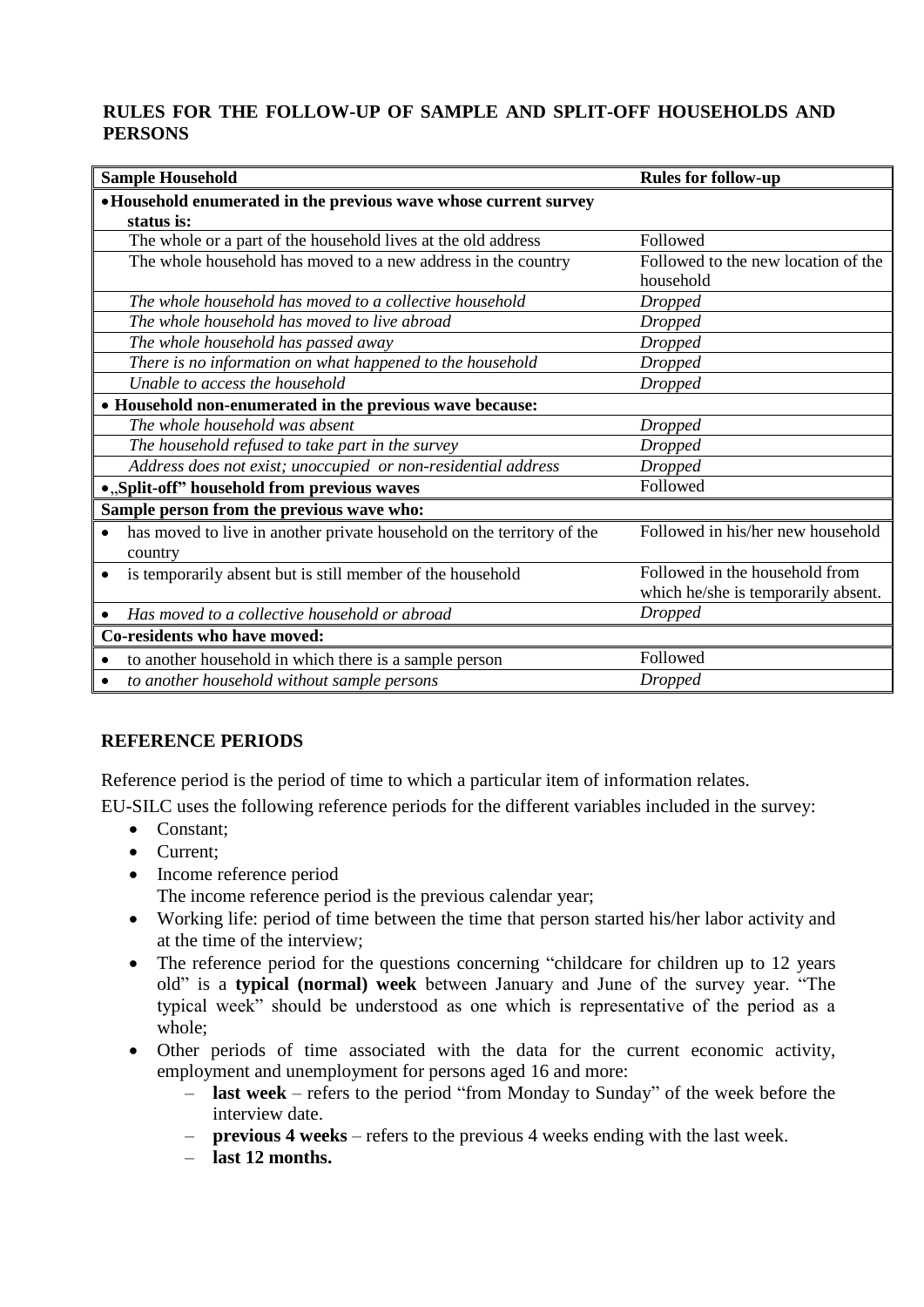**RULES FOR THE FOLLOW-UP OF SAMPLE AND SPLIT-OFF HOUSEHOLDS AND PERSONS**

| Sample Household | Rules for follow-up |
|---|---|
| • **Household enumerated in the previous wave whose current survey status is:** | |
| The whole or a part of the household lives at the old address | Followed |
| The whole household has moved to a new address in the country | Followed to the new location of the household |
| *The whole household has moved to a collective household* | *Dropped* |
| *The whole household has moved to live abroad* | *Dropped* |
| *The whole household has passed away* | *Dropped* |
| *There is no information on what happened to the household* | *Dropped* |
| *Unable to access the household* | *Dropped* |
| • **Household non-enumerated in the previous wave because:** | |
| *The whole household was absent* | *Dropped* |
| *The household refused to take part in the survey* | *Dropped* |
| *Address does not exist; unoccupied or non-residential address* | *Dropped* |
| • **„Split-off" household from previous waves** | Followed |
| **Sample person from the previous wave who:** | |
| • has moved to live in another private household on the territory of the country | Followed in his/her new household |
| • is temporarily absent but is still member of the household | Followed in the household from which he/she is temporarily absent. |
| • *Has moved to a collective household or abroad* | *Dropped* |
| **Co-residents who have moved:** | |
| • to another household in which there is a sample person | Followed |
| • *to another household without sample persons* | *Dropped* |

## REFERENCE PERIODS

Reference period is the period of time to which a particular item of information relates.

EU-SILC uses the following reference periods for the different variables included in the survey:

- Constant;
- Current;
- Income reference period
  The income reference period is the previous calendar year;
- Working life: period of time between the time that person started his/her labor activity and at the time of the interview;
- The reference period for the questions concerning "childcare for children up to 12 years old" is a **typical (normal) week** between January and June of the survey year. "The typical week" should be understood as one which is representative of the period as a whole;
- Other periods of time associated with the data for the current economic activity, employment and unemployment for persons aged 16 and more:
  - **last week** – refers to the period "from Monday to Sunday" of the week before the interview date.
  - **previous 4 weeks** – refers to the previous 4 weeks ending with the last week.
  - **last 12 months.**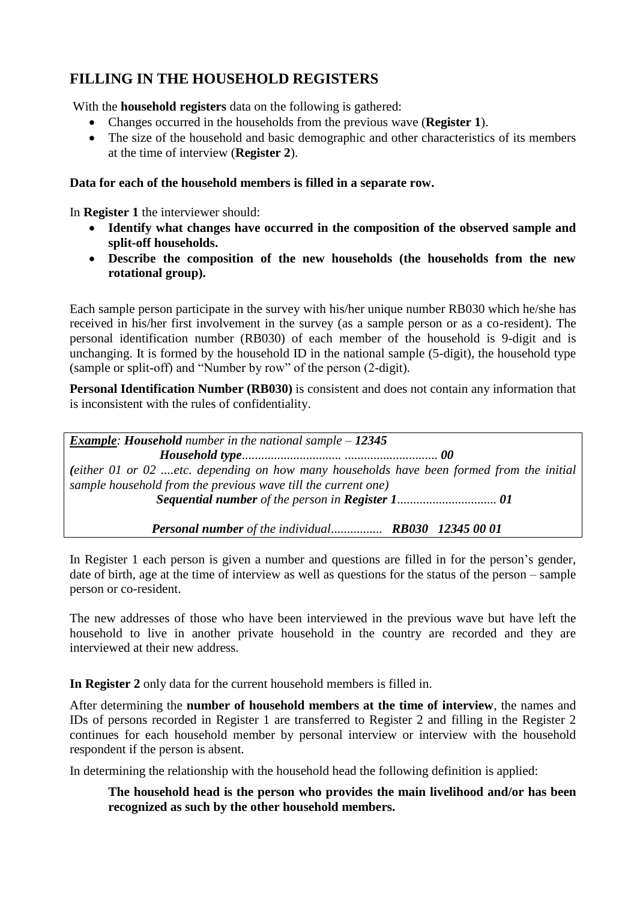## FILLING IN THE HOUSEHOLD REGISTERS

With the **household registers** data on the following is gathered:

- Changes occurred in the households from the previous wave (**Register 1**).
- The size of the household and basic demographic and other characteristics of its members at the time of interview (**Register 2**).

**Data for each of the household members is filled in a separate row.**

In **Register 1** the interviewer should:

- **Identify what changes have occurred in the composition of the observed sample and split-off households.**
- **Describe the composition of the new households (the households from the new rotational group).**

Each sample person participate in the survey with his/her unique number RB030 which he/she has received in his/her first involvement in the survey (as a sample person or as a co-resident). The personal identification number (RB030) of each member of the household is 9-digit and is unchanging. It is formed by the household ID in the national sample (5-digit), the household type (sample or split-off) and "Number by row" of the person (2-digit).

**Personal Identification Number (RB030)** is consistent and does not contain any information that is inconsistent with the rules of confidentiality.

> ***Example**: **Household** number in the national sample – **12345***
>
> ***Household type**.............................. ............................ **00***
>
> ***(**either 01 or 02 ....etc. depending on how many households have been formed from the initial sample household from the previous wave till the current one)*
>
> ***Sequential number** of the person in **Register 1**.............................. **01***
>
> ***Personal number** of the individual................ **RB030 12345 00 01***

In Register 1 each person is given a number and questions are filled in for the person's gender, date of birth, age at the time of interview as well as questions for the status of the person – sample person or co-resident.

The new addresses of those who have been interviewed in the previous wave but have left the household to live in another private household in the country are recorded and they are interviewed at their new address.

**In Register 2** only data for the current household members is filled in.

After determining the **number of household members at the time of interview**, the names and IDs of persons recorded in Register 1 are transferred to Register 2 and filling in the Register 2 continues for each household member by personal interview or interview with the household respondent if the person is absent.

In determining the relationship with the household head the following definition is applied:

> **The household head is the person who provides the main livelihood and/or has been recognized as such by the other household members.**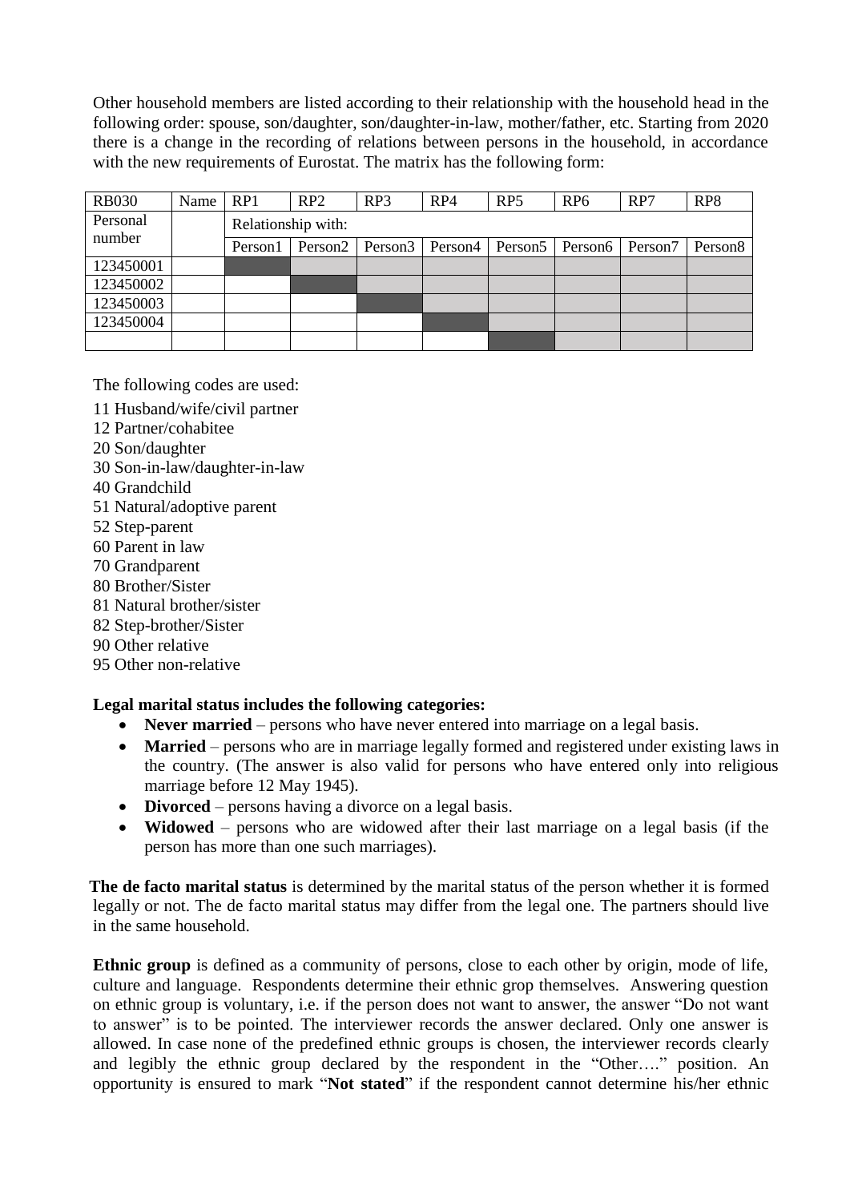Other household members are listed according to their relationship with the household head in the following order: spouse, son/daughter, son/daughter-in-law, mother/father, etc. Starting from 2020 there is a change in the recording of relations between persons in the household, in accordance with the new requirements of Eurostat. The matrix has the following form:

| RB030 | Name | RP1 | RP2 | RP3 | RP4 | RP5 | RP6 | RP7 | RP8 |
|---|---|---|---|---|---|---|---|---|---|
| Personal number | | Relationship with: | | | | | | | |
| | | Person1 | Person2 | Person3 | Person4 | Person5 | Person6 | Person7 | Person8 |
| 123450001 | | | | | | | | | |
| 123450002 | | | | | | | | | |
| 123450003 | | | | | | | | | |
| 123450004 | | | | | | | | | |
| | | | | | | | | | |

The following codes are used:

11 Husband/wife/civil partner
12 Partner/cohabitee
20 Son/daughter
30 Son-in-law/daughter-in-law
40 Grandchild
51 Natural/adoptive parent
52 Step-parent
60 Parent in law
70 Grandparent
80 Brother/Sister
81 Natural brother/sister
82 Step-brother/Sister
90 Other relative
95 Other non-relative

**Legal marital status includes the following categories:**

- **Never married** – persons who have never entered into marriage on a legal basis.
- **Married** – persons who are in marriage legally formed and registered under existing laws in the country. (The answer is also valid for persons who have entered only into religious marriage before 12 May 1945).
- **Divorced** – persons having a divorce on a legal basis.
- **Widowed** – persons who are widowed after their last marriage on a legal basis (if the person has more than one such marriages).

**The de facto marital status** is determined by the marital status of the person whether it is formed legally or not. The de facto marital status may differ from the legal one. The partners should live in the same household.

**Ethnic group** is defined as a community of persons, close to each other by origin, mode of life, culture and language. Respondents determine their ethnic grop themselves. Answering question on ethnic group is voluntary, i.e. if the person does not want to answer, the answer "Do not want to answer" is to be pointed. The interviewer records the answer declared. Only one answer is allowed. In case none of the predefined ethnic groups is chosen, the interviewer records clearly and legibly the ethnic group declared by the respondent in the "Other…." position. An opportunity is ensured to mark "**Not stated**" if the respondent cannot determine his/her ethnic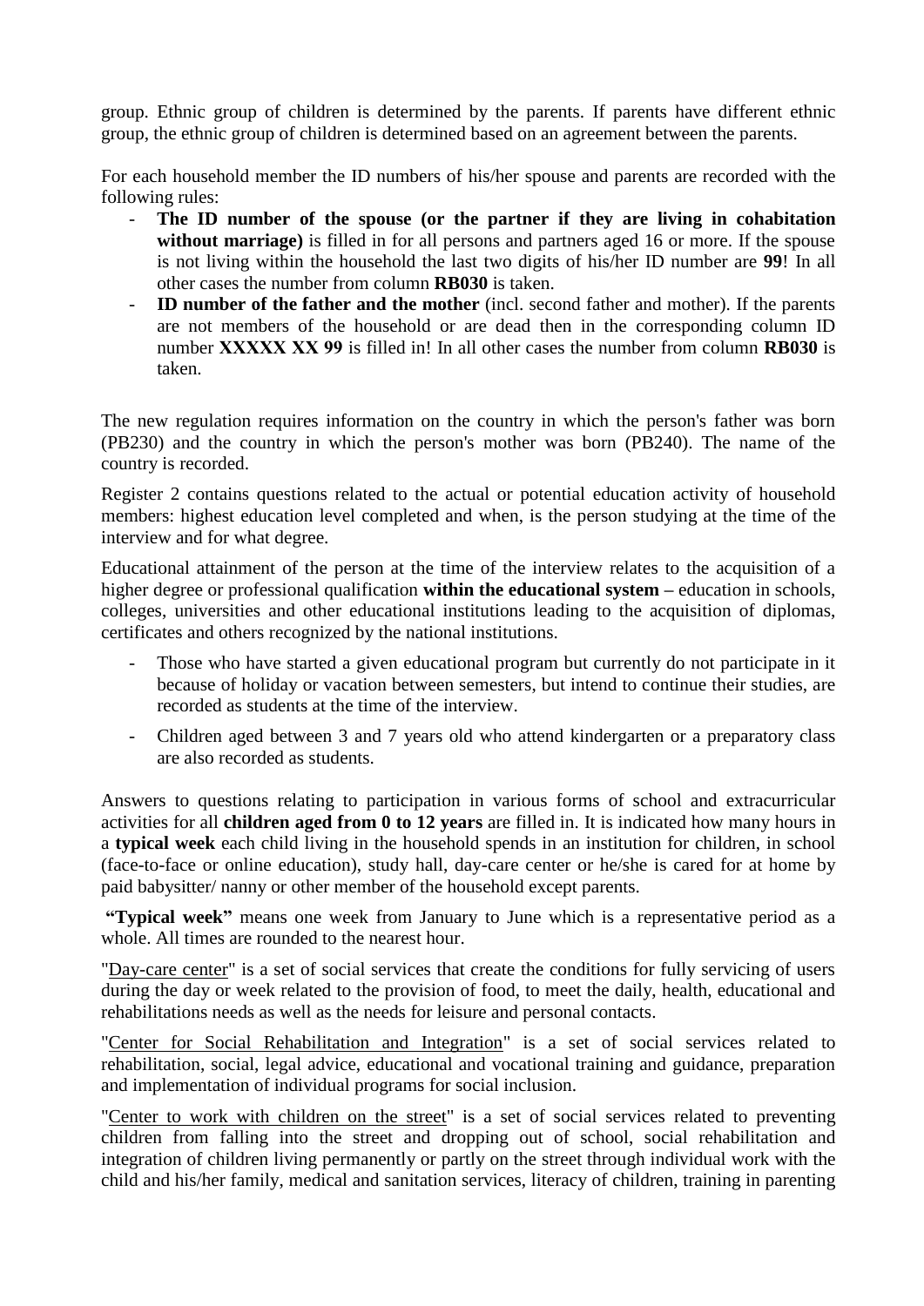group. Ethnic group of children is determined by the parents. If parents have different ethnic group, the ethnic group of children is determined based on an agreement between the parents.

For each household member the ID numbers of his/her spouse and parents are recorded with the following rules:

- **The ID number of the spouse (or the partner if they are living in cohabitation without marriage)** is filled in for all persons and partners aged 16 or more. If the spouse is not living within the household the last two digits of his/her ID number are **99**! In all other cases the number from column **RB030** is taken.
- **ID number of the father and the mother** (incl. second father and mother). If the parents are not members of the household or are dead then in the corresponding column ID number **XXXXX XX 99** is filled in! In all other cases the number from column **RB030** is taken.

The new regulation requires information on the country in which the person's father was born (PB230) and the country in which the person's mother was born (PB240). The name of the country is recorded.

Register 2 contains questions related to the actual or potential education activity of household members: highest education level completed and when, is the person studying at the time of the interview and for what degree.

Educational attainment of the person at the time of the interview relates to the acquisition of a higher degree or professional qualification **within the educational system** – education in schools, colleges, universities and other educational institutions leading to the acquisition of diplomas, certificates and others recognized by the national institutions.

- Those who have started a given educational program but currently do not participate in it because of holiday or vacation between semesters, but intend to continue their studies, are recorded as students at the time of the interview.
- Children aged between 3 and 7 years old who attend kindergarten or a preparatory class are also recorded as students.

Answers to questions relating to participation in various forms of school and extracurricular activities for all **children aged from 0 to 12 years** are filled in. It is indicated how many hours in a **typical week** each child living in the household spends in an institution for children, in school (face-to-face or online education), study hall, day-care center or he/she is cared for at home by paid babysitter/ nanny or other member of the household except parents.

**"Typical week"** means one week from January to June which is a representative period as a whole. All times are rounded to the nearest hour.

"Day-care center" is a set of social services that create the conditions for fully servicing of users during the day or week related to the provision of food, to meet the daily, health, educational and rehabilitations needs as well as the needs for leisure and personal contacts.

"Center for Social Rehabilitation and Integration" is a set of social services related to rehabilitation, social, legal advice, educational and vocational training and guidance, preparation and implementation of individual programs for social inclusion.

"Center to work with children on the street" is a set of social services related to preventing children from falling into the street and dropping out of school, social rehabilitation and integration of children living permanently or partly on the street through individual work with the child and his/her family, medical and sanitation services, literacy of children, training in parenting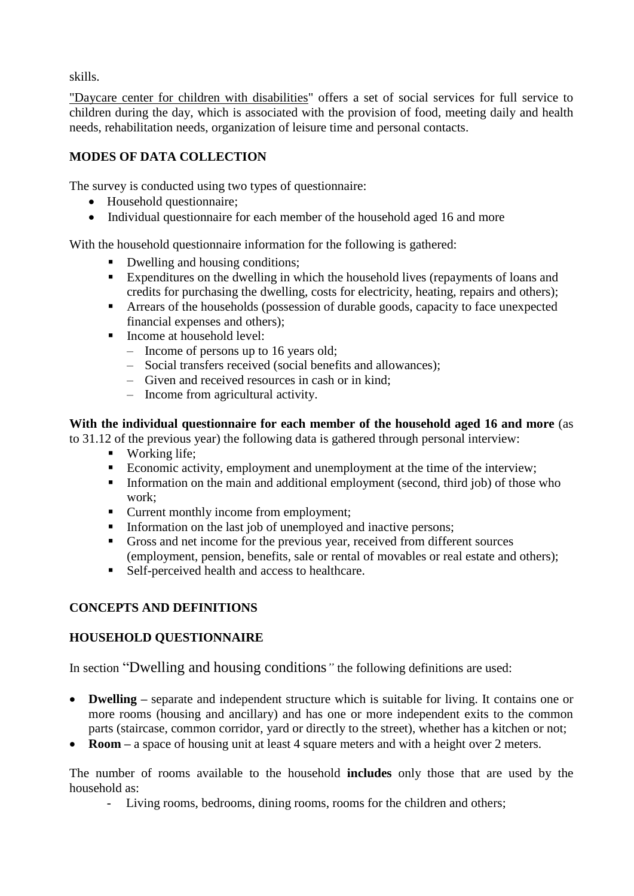skills.

"Daycare center for children with disabilities" offers a set of social services for full service to children during the day, which is associated with the provision of food, meeting daily and health needs, rehabilitation needs, organization of leisure time and personal contacts.

**MODES OF DATA COLLECTION**

The survey is conducted using two types of questionnaire:

- Household questionnaire;
- Individual questionnaire for each member of the household aged 16 and more

With the household questionnaire information for the following is gathered:

- Dwelling and housing conditions;
- Expenditures on the dwelling in which the household lives (repayments of loans and credits for purchasing the dwelling, costs for electricity, heating, repairs and others);
- Arrears of the households (possession of durable goods, capacity to face unexpected financial expenses and others);
- Income at household level:
  - Income of persons up to 16 years old;
  - Social transfers received (social benefits and allowances);
  - Given and received resources in cash or in kind;
  - Income from agricultural activity.

**With the individual questionnaire for each member of the household aged 16 and more** (as to 31.12 of the previous year) the following data is gathered through personal interview:

- Working life;
- Economic activity, employment and unemployment at the time of the interview;
- Information on the main and additional employment (second, third job) of those who work;
- Current monthly income from employment;
- Information on the last job of unemployed and inactive persons;
- Gross and net income for the previous year, received from different sources (employment, pension, benefits, sale or rental of movables or real estate and others);
- Self-perceived health and access to healthcare.

**CONCEPTS AND DEFINITIONS**

**HOUSEHOLD QUESTIONNAIRE**

In section "Dwelling and housing conditions*"* the following definitions are used:

- **Dwelling –** separate and independent structure which is suitable for living. It contains one or more rooms (housing and ancillary) and has one or more independent exits to the common parts (staircase, common corridor, yard or directly to the street), whether has a kitchen or not;
- **Room –** a space of housing unit at least 4 square meters and with a height over 2 meters.

The number of rooms available to the household **includes** only those that are used by the household as:

- Living rooms, bedrooms, dining rooms, rooms for the children and others;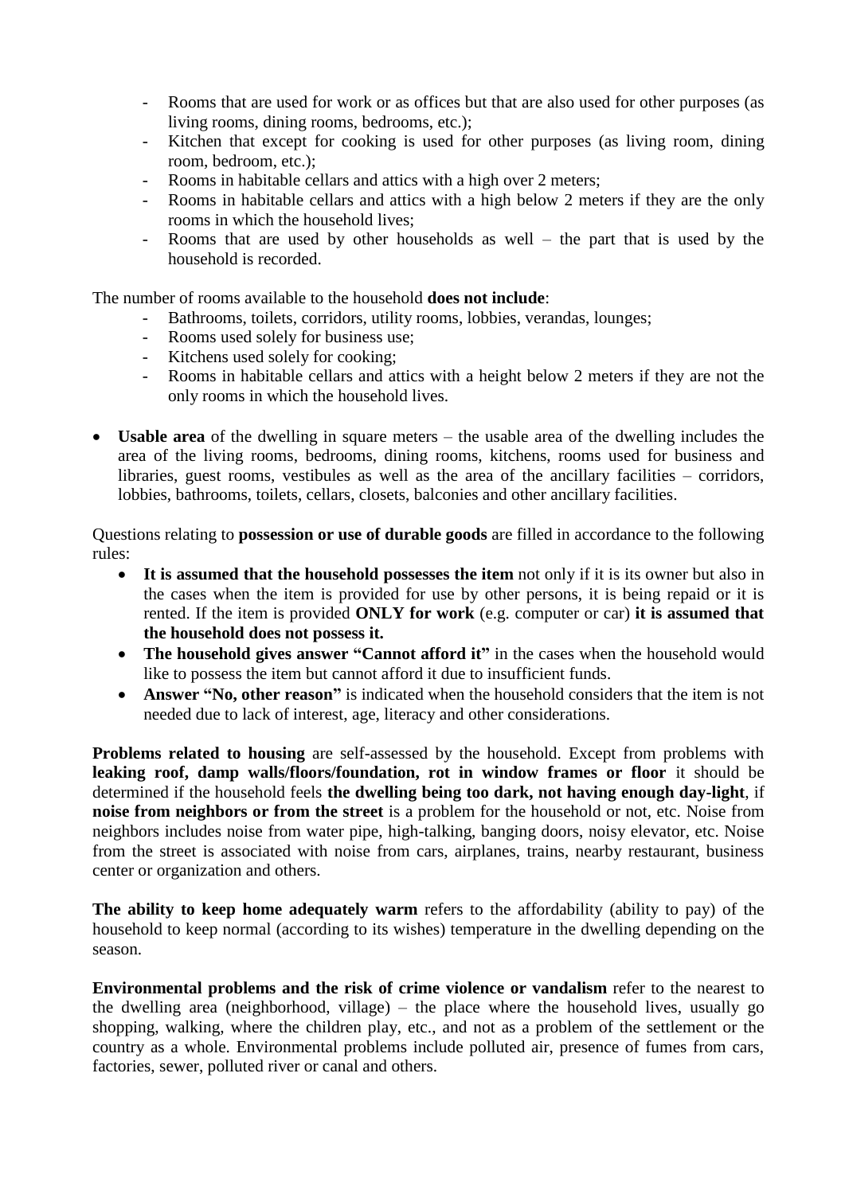- Rooms that are used for work or as offices but that are also used for other purposes (as living rooms, dining rooms, bedrooms, etc.);
- Kitchen that except for cooking is used for other purposes (as living room, dining room, bedroom, etc.);
- Rooms in habitable cellars and attics with a high over 2 meters;
- Rooms in habitable cellars and attics with a high below 2 meters if they are the only rooms in which the household lives;
- Rooms that are used by other households as well – the part that is used by the household is recorded.

The number of rooms available to the household **does not include**:

- Bathrooms, toilets, corridors, utility rooms, lobbies, verandas, lounges;
- Rooms used solely for business use;
- Kitchens used solely for cooking;
- Rooms in habitable cellars and attics with a height below 2 meters if they are not the only rooms in which the household lives.

- **Usable area** of the dwelling in square meters – the usable area of the dwelling includes the area of the living rooms, bedrooms, dining rooms, kitchens, rooms used for business and libraries, guest rooms, vestibules as well as the area of the ancillary facilities – corridors, lobbies, bathrooms, toilets, cellars, closets, balconies and other ancillary facilities.

Questions relating to **possession or use of durable goods** are filled in accordance to the following rules:

- **It is assumed that the household possesses the item** not only if it is its owner but also in the cases when the item is provided for use by other persons, it is being repaid or it is rented. If the item is provided **ONLY for work** (e.g. computer or car) **it is assumed that the household does not possess it.**
- **The household gives answer "Cannot afford it"** in the cases when the household would like to possess the item but cannot afford it due to insufficient funds.
- **Answer "No, other reason"** is indicated when the household considers that the item is not needed due to lack of interest, age, literacy and other considerations.

**Problems related to housing** are self-assessed by the household. Except from problems with **leaking roof, damp walls/floors/foundation, rot in window frames or floor** it should be determined if the household feels **the dwelling being too dark, not having enough day-light**, if **noise from neighbors or from the street** is a problem for the household or not, etc. Noise from neighbors includes noise from water pipe, high-talking, banging doors, noisy elevator, etc. Noise from the street is associated with noise from cars, airplanes, trains, nearby restaurant, business center or organization and others.

**The ability to keep home adequately warm** refers to the affordability (ability to pay) of the household to keep normal (according to its wishes) temperature in the dwelling depending on the season.

**Environmental problems and the risk of crime violence or vandalism** refer to the nearest to the dwelling area (neighborhood, village) – the place where the household lives, usually go shopping, walking, where the children play, etc., and not as a problem of the settlement or the country as a whole. Environmental problems include polluted air, presence of fumes from cars, factories, sewer, polluted river or canal and others.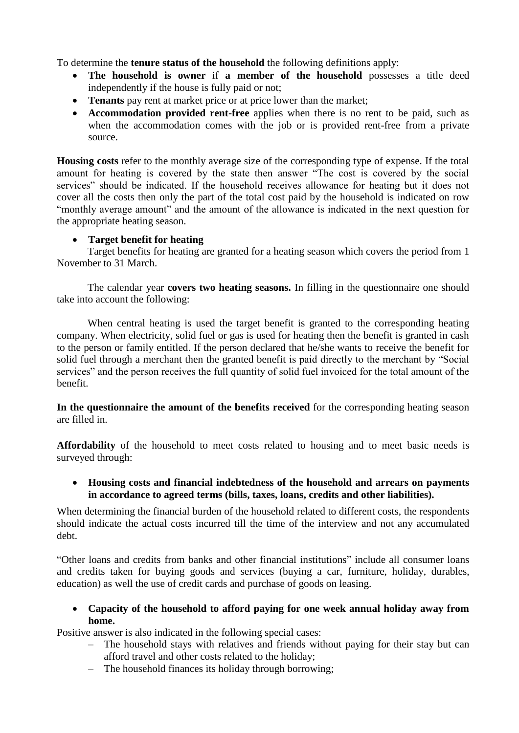To determine the **tenure status of the household** the following definitions apply:

- **The household is owner** if **a member of the household** possesses a title deed independently if the house is fully paid or not;
- **Tenants** pay rent at market price or at price lower than the market;
- **Accommodation provided rent-free** applies when there is no rent to be paid, such as when the accommodation comes with the job or is provided rent-free from a private source.

**Housing costs** refer to the monthly average size of the corresponding type of expense. If the total amount for heating is covered by the state then answer "The cost is covered by the social services" should be indicated. If the household receives allowance for heating but it does not cover all the costs then only the part of the total cost paid by the household is indicated on row "monthly average amount" and the amount of the allowance is indicated in the next question for the appropriate heating season.

- **Target benefit for heating**

Target benefits for heating are granted for a heating season which covers the period from 1 November to 31 March.

The calendar year **covers two heating seasons.** In filling in the questionnaire one should take into account the following:

When central heating is used the target benefit is granted to the corresponding heating company. When electricity, solid fuel or gas is used for heating then the benefit is granted in cash to the person or family entitled. If the person declared that he/she wants to receive the benefit for solid fuel through a merchant then the granted benefit is paid directly to the merchant by "Social services" and the person receives the full quantity of solid fuel invoiced for the total amount of the benefit.

**In the questionnaire the amount of the benefits received** for the corresponding heating season are filled in.

**Affordability** of the household to meet costs related to housing and to meet basic needs is surveyed through:

- **Housing costs and financial indebtedness of the household and arrears on payments in accordance to agreed terms (bills, taxes, loans, credits and other liabilities).**

When determining the financial burden of the household related to different costs, the respondents should indicate the actual costs incurred till the time of the interview and not any accumulated debt.

"Other loans and credits from banks and other financial institutions" include all consumer loans and credits taken for buying goods and services (buying a car, furniture, holiday, durables, education) as well the use of credit cards and purchase of goods on leasing.

- **Capacity of the household to afford paying for one week annual holiday away from home.**

Positive answer is also indicated in the following special cases:

- The household stays with relatives and friends without paying for their stay but can afford travel and other costs related to the holiday;
- The household finances its holiday through borrowing;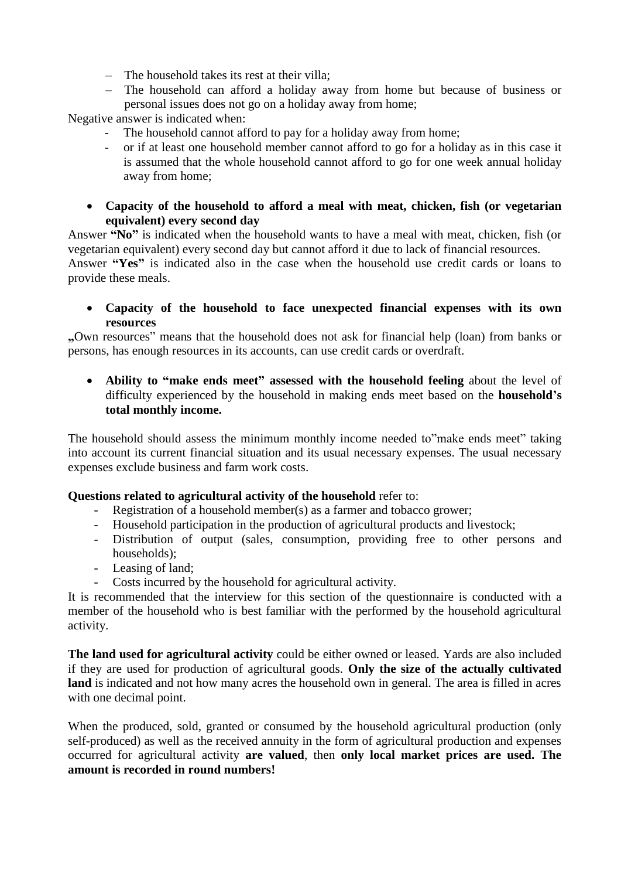- The household takes its rest at their villa;
- The household can afford a holiday away from home but because of business or personal issues does not go on a holiday away from home;

Negative answer is indicated when:

- The household cannot afford to pay for a holiday away from home;
- or if at least one household member cannot afford to go for a holiday as in this case it is assumed that the whole household cannot afford to go for one week annual holiday away from home;

- **Capacity of the household to afford a meal with meat, chicken, fish (or vegetarian equivalent) every second day**

Answer **"No"** is indicated when the household wants to have a meal with meat, chicken, fish (or vegetarian equivalent) every second day but cannot afford it due to lack of financial resources.
Answer **"Yes"** is indicated also in the case when the household use credit cards or loans to provide these meals.

- **Capacity of the household to face unexpected financial expenses with its own resources**

„Own resources" means that the household does not ask for financial help (loan) from banks or persons, has enough resources in its accounts, can use credit cards or overdraft.

- **Ability to "make ends meet" assessed with the household feeling** about the level of difficulty experienced by the household in making ends meet based on the **household's total monthly income.**

The household should assess the minimum monthly income needed to"make ends meet" taking into account its current financial situation and its usual necessary expenses. The usual necessary expenses exclude business and farm work costs.

**Questions related to agricultural activity of the household** refer to:

- Registration of a household member(s) as a farmer and tobacco grower;
- Household participation in the production of agricultural products and livestock;
- Distribution of output (sales, consumption, providing free to other persons and households);
- Leasing of land;
- Costs incurred by the household for agricultural activity.

It is recommended that the interview for this section of the questionnaire is conducted with a member of the household who is best familiar with the performed by the household agricultural activity.

**The land used for agricultural activity** could be either owned or leased. Yards are also included if they are used for production of agricultural goods. **Only the size of the actually cultivated land** is indicated and not how many acres the household own in general. The area is filled in acres with one decimal point.

When the produced, sold, granted or consumed by the household agricultural production (only self-produced) as well as the received annuity in the form of agricultural production and expenses occurred for agricultural activity **are valued**, then **only local market prices are used. The amount is recorded in round numbers!**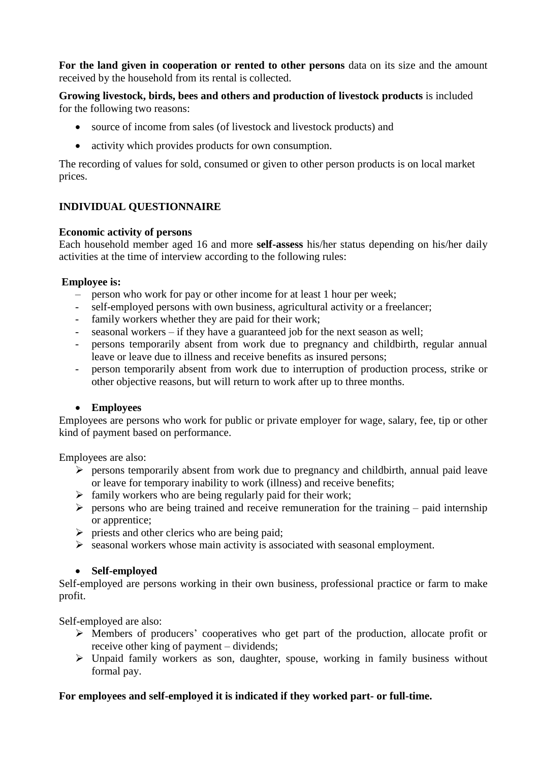**For the land given in cooperation or rented to other persons** data on its size and the amount received by the household from its rental is collected.

**Growing livestock, birds, bees and others and production of livestock products** is included for the following two reasons:

- source of income from sales (of livestock and livestock products) and
- activity which provides products for own consumption.

The recording of values for sold, consumed or given to other person products is on local market prices.

## INDIVIDUAL QUESTIONNAIRE

### Economic activity of persons

Each household member aged 16 and more **self-assess** his/her status depending on his/her daily activities at the time of interview according to the following rules:

**Employee is:**

- person who work for pay or other income for at least 1 hour per week;
- self-employed persons with own business, agricultural activity or a freelancer;
- family workers whether they are paid for their work;
- seasonal workers – if they have a guaranteed job for the next season as well;
- persons temporarily absent from work due to pregnancy and childbirth, regular annual leave or leave due to illness and receive benefits as insured persons;
- person temporarily absent from work due to interruption of production process, strike or other objective reasons, but will return to work after up to three months.

- **Employees**

Employees are persons who work for public or private employer for wage, salary, fee, tip or other kind of payment based on performance.

Employees are also:

- persons temporarily absent from work due to pregnancy and childbirth, annual paid leave or leave for temporary inability to work (illness) and receive benefits;
- family workers who are being regularly paid for their work;
- persons who are being trained and receive remuneration for the training – paid internship or apprentice;
- priests and other clerics who are being paid;
- seasonal workers whose main activity is associated with seasonal employment.

- **Self-employed**

Self-employed are persons working in their own business, professional practice or farm to make profit.

Self-employed are also:

- Members of producers' cooperatives who get part of the production, allocate profit or receive other king of payment – dividends;
- Unpaid family workers as son, daughter, spouse, working in family business without formal pay.

**For employees and self-employed it is indicated if they worked part- or full-time.**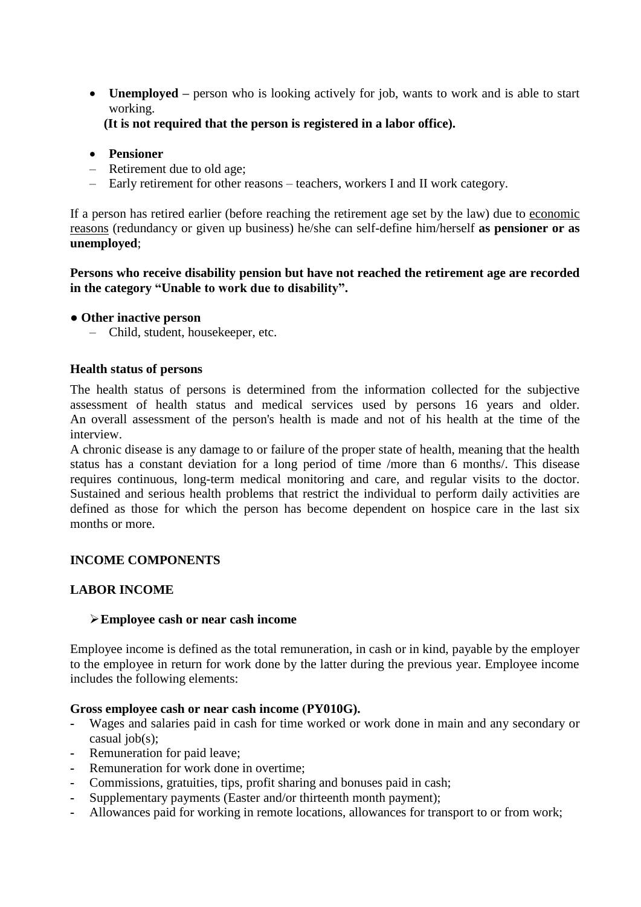- **Unemployed –** person who is looking actively for job, wants to work and is able to start working.

  **(It is not required that the person is registered in a labor office).**

- **Pensioner**

– Retirement due to old age;

– Early retirement for other reasons – teachers, workers I and II work category.

If a person has retired earlier (before reaching the retirement age set by the law) due to economic reasons (redundancy or given up business) he/she can self-define him/herself **as pensioner or as unemployed**;

**Persons who receive disability pension but have not reached the retirement age are recorded in the category "Unable to work due to disability".**

● **Other inactive person**

– Child, student, housekeeper, etc.

**Health status of persons**

The health status of persons is determined from the information collected for the subjective assessment of health status and medical services used by persons 16 years and older. An overall assessment of the person's health is made and not of his health at the time of the interview.

A chronic disease is any damage to or failure of the proper state of health, meaning that the health status has a constant deviation for a long period of time /more than 6 months/. This disease requires continuous, long-term medical monitoring and care, and regular visits to the doctor. Sustained and serious health problems that restrict the individual to perform daily activities are defined as those for which the person has become dependent on hospice care in the last six months or more.

**INCOME COMPONENTS**

**LABOR INCOME**

➢ **Employee cash or near cash income**

Employee income is defined as the total remuneration, in cash or in kind, payable by the employer to the employee in return for work done by the latter during the previous year. Employee income includes the following elements:

**Gross employee cash or near cash income (PY010G).**

- Wages and salaries paid in cash for time worked or work done in main and any secondary or casual job(s);
- Remuneration for paid leave;
- Remuneration for work done in overtime;
- Commissions, gratuities, tips, profit sharing and bonuses paid in cash;
- Supplementary payments (Easter and/or thirteenth month payment);
- Allowances paid for working in remote locations, allowances for transport to or from work;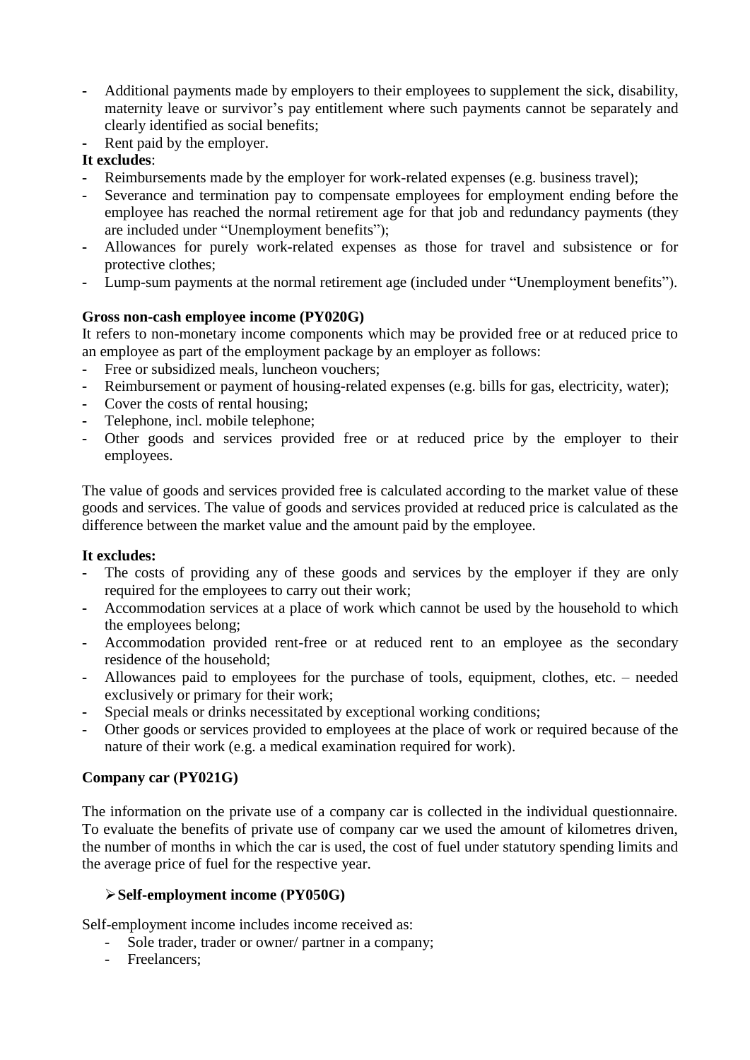- Additional payments made by employers to their employees to supplement the sick, disability, maternity leave or survivor's pay entitlement where such payments cannot be separately and clearly identified as social benefits;
- Rent paid by the employer.

**It excludes**:

- Reimbursements made by the employer for work-related expenses (e.g. business travel);
- Severance and termination pay to compensate employees for employment ending before the employee has reached the normal retirement age for that job and redundancy payments (they are included under "Unemployment benefits");
- Allowances for purely work-related expenses as those for travel and subsistence or for protective clothes;
- Lump-sum payments at the normal retirement age (included under "Unemployment benefits").

**Gross non-cash employee income (PY020G)**

It refers to non-monetary income components which may be provided free or at reduced price to an employee as part of the employment package by an employer as follows:

- Free or subsidized meals, luncheon vouchers;
- Reimbursement or payment of housing-related expenses (e.g. bills for gas, electricity, water);
- Cover the costs of rental housing;
- Telephone, incl. mobile telephone;
- Other goods and services provided free or at reduced price by the employer to their employees.

The value of goods and services provided free is calculated according to the market value of these goods and services. The value of goods and services provided at reduced price is calculated as the difference between the market value and the amount paid by the employee.

**It excludes:**

- The costs of providing any of these goods and services by the employer if they are only required for the employees to carry out their work;
- Accommodation services at a place of work which cannot be used by the household to which the employees belong;
- Accommodation provided rent-free or at reduced rent to an employee as the secondary residence of the household;
- Allowances paid to employees for the purchase of tools, equipment, clothes, etc. – needed exclusively or primary for their work;
- Special meals or drinks necessitated by exceptional working conditions;
- Other goods or services provided to employees at the place of work or required because of the nature of their work (e.g. a medical examination required for work).

**Company car (PY021G)**

The information on the private use of a company car is collected in the individual questionnaire. To evaluate the benefits of private use of company car we used the amount of kilometres driven, the number of months in which the car is used, the cost of fuel under statutory spending limits and the average price of fuel for the respective year.

➢ **Self-employment income (PY050G)**

Self-employment income includes income received as:

- Sole trader, trader or owner/ partner in a company;
- Freelancers;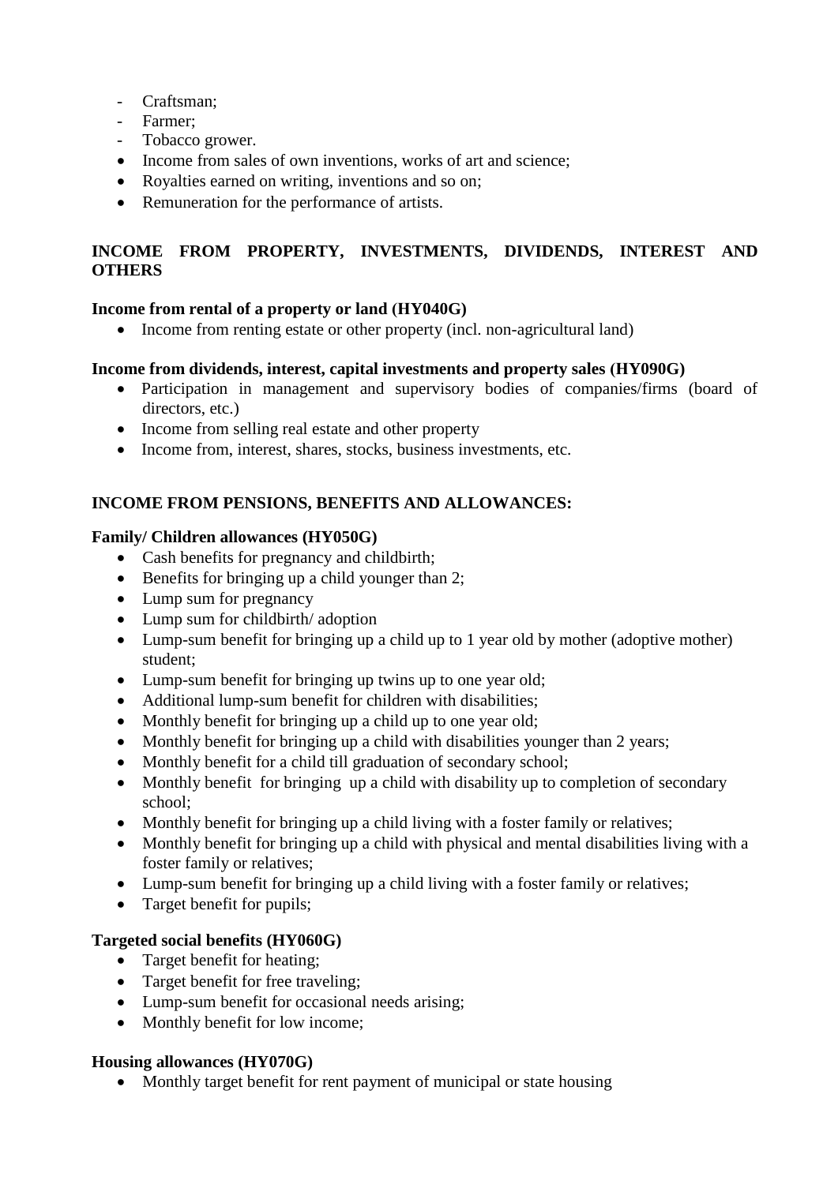- Craftsman;
- Farmer;
- Tobacco grower.

- Income from sales of own inventions, works of art and science;
- Royalties earned on writing, inventions and so on;
- Remuneration for the performance of artists.

**INCOME FROM PROPERTY, INVESTMENTS, DIVIDENDS, INTEREST AND OTHERS**

**Income from rental of a property or land (HY040G)**

- Income from renting estate or other property (incl. non-agricultural land)

**Income from dividends, interest, capital investments and property sales (HY090G)**

- Participation in management and supervisory bodies of companies/firms (board of directors, etc.)
- Income from selling real estate and other property
- Income from, interest, shares, stocks, business investments, etc.

**INCOME FROM PENSIONS, BENEFITS AND ALLOWANCES:**

**Family/ Children allowances (HY050G)**

- Cash benefits for pregnancy and childbirth;
- Benefits for bringing up a child younger than 2;
- Lump sum for pregnancy
- Lump sum for childbirth/ adoption
- Lump-sum benefit for bringing up a child up to 1 year old by mother (adoptive mother) student;
- Lump-sum benefit for bringing up twins up to one year old;
- Additional lump-sum benefit for children with disabilities;
- Monthly benefit for bringing up a child up to one year old;
- Monthly benefit for bringing up a child with disabilities younger than 2 years;
- Monthly benefit for a child till graduation of secondary school;
- Monthly benefit for bringing up a child with disability up to completion of secondary school;
- Monthly benefit for bringing up a child living with a foster family or relatives;
- Monthly benefit for bringing up a child with physical and mental disabilities living with a foster family or relatives;
- Lump-sum benefit for bringing up a child living with a foster family or relatives;
- Target benefit for pupils;

**Targeted social benefits (HY060G)**

- Target benefit for heating;
- Target benefit for free traveling;
- Lump-sum benefit for occasional needs arising;
- Monthly benefit for low income;

**Housing allowances (HY070G)**

- Monthly target benefit for rent payment of municipal or state housing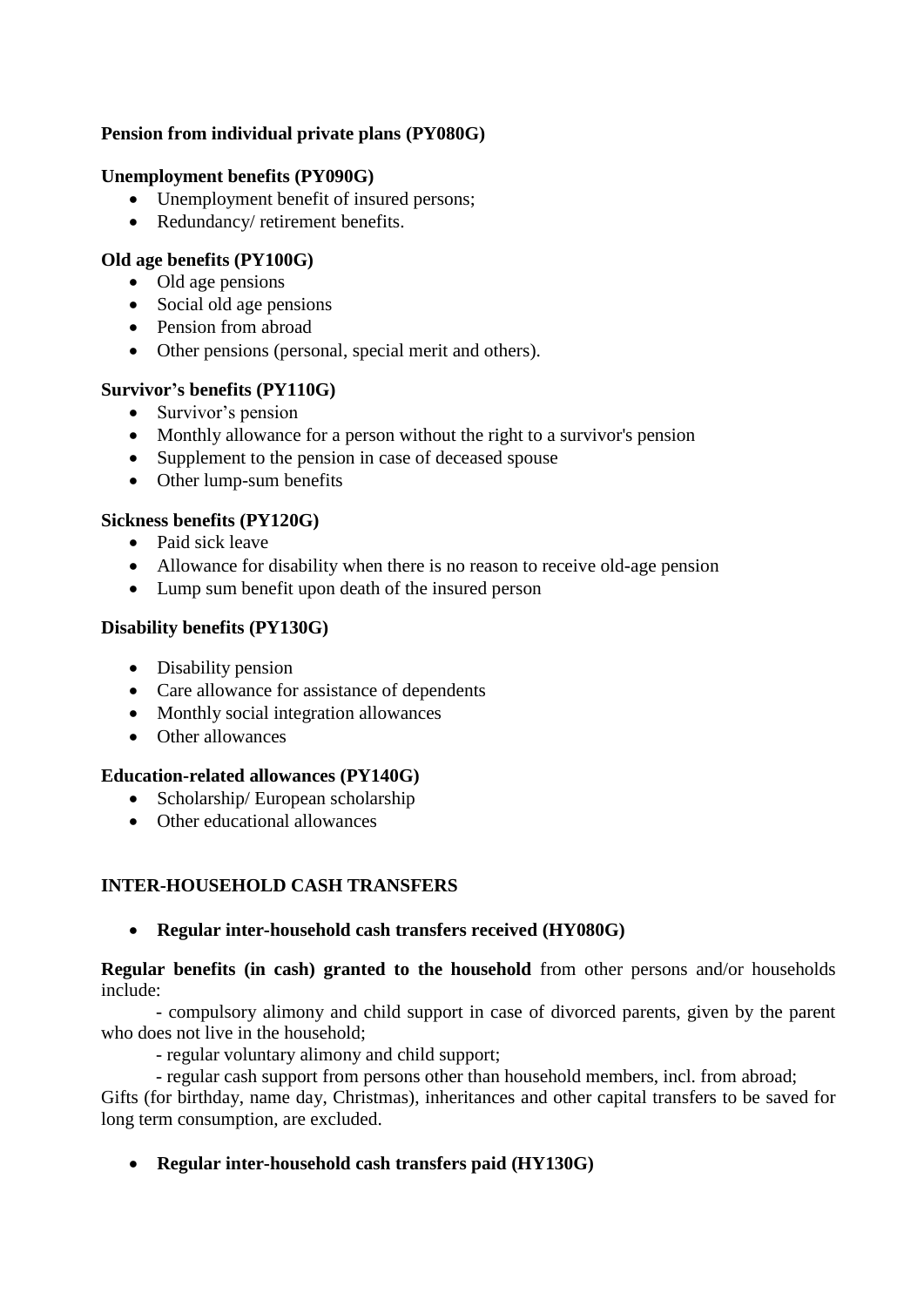**Pension from individual private plans (PY080G)**

**Unemployment benefits (PY090G)**

- Unemployment benefit of insured persons;
- Redundancy/ retirement benefits.

**Old age benefits (PY100G)**

- Old age pensions
- Social old age pensions
- Pension from abroad
- Other pensions (personal, special merit and others).

**Survivor's benefits (PY110G)**

- Survivor's pension
- Monthly allowance for a person without the right to a survivor's pension
- Supplement to the pension in case of deceased spouse
- Other lump-sum benefits

**Sickness benefits (PY120G)**

- Paid sick leave
- Allowance for disability when there is no reason to receive old-age pension
- Lump sum benefit upon death of the insured person

**Disability benefits (PY130G)**

- Disability pension
- Care allowance for assistance of dependents
- Monthly social integration allowances
- Other allowances

**Education-related allowances (PY140G)**

- Scholarship/ European scholarship
- Other educational allowances

**INTER-HOUSEHOLD CASH TRANSFERS**

- **Regular inter-household cash transfers received (HY080G)**

**Regular benefits (in cash) granted to the household** from other persons and/or households include:

- compulsory alimony and child support in case of divorced parents, given by the parent who does not live in the household;
- regular voluntary alimony and child support;
- regular cash support from persons other than household members, incl. from abroad;

Gifts (for birthday, name day, Christmas), inheritances and other capital transfers to be saved for long term consumption, are excluded.

- **Regular inter-household cash transfers paid (HY130G)**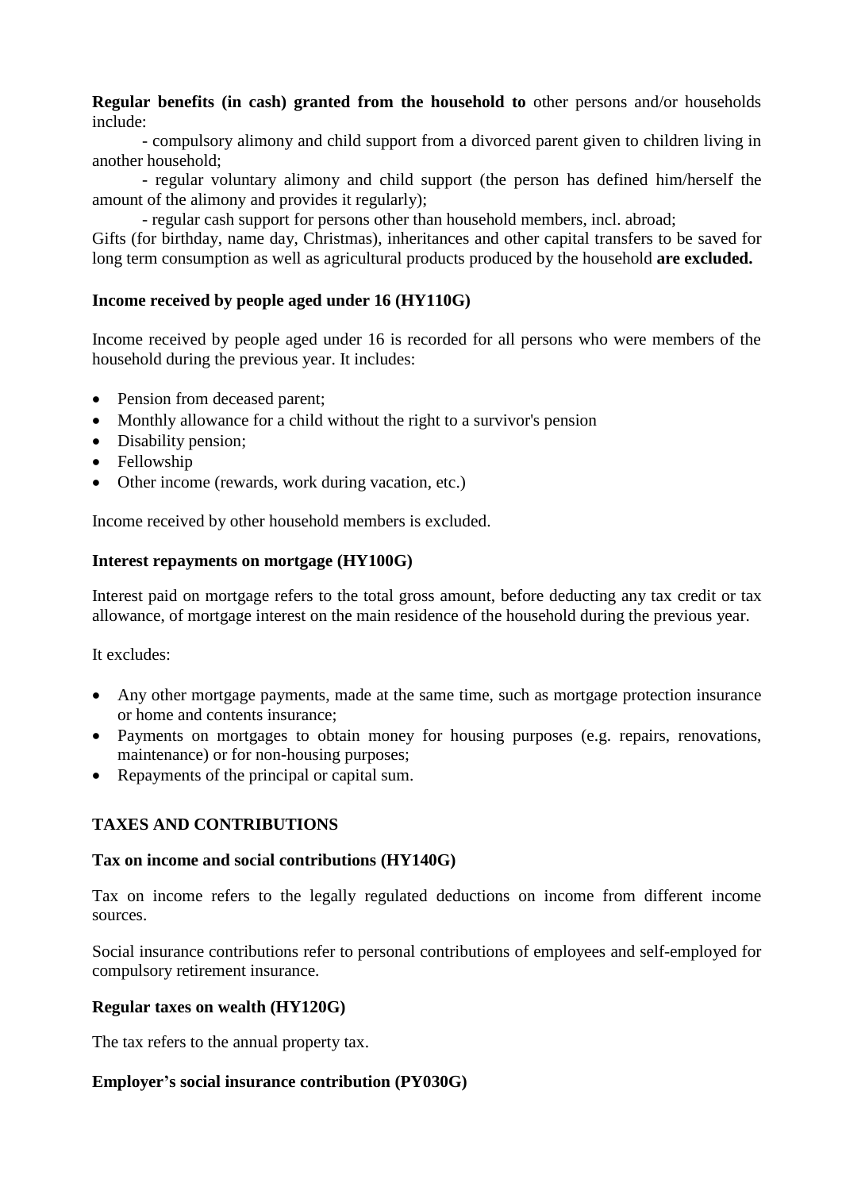**Regular benefits (in cash) granted from the household to** other persons and/or households include:

- compulsory alimony and child support from a divorced parent given to children living in another household;
- regular voluntary alimony and child support (the person has defined him/herself the amount of the alimony and provides it regularly);
- regular cash support for persons other than household members, incl. abroad;

Gifts (for birthday, name day, Christmas), inheritances and other capital transfers to be saved for long term consumption as well as agricultural products produced by the household **are excluded.**

### Income received by people aged under 16 (HY110G)

Income received by people aged under 16 is recorded for all persons who were members of the household during the previous year. It includes:

- Pension from deceased parent;
- Monthly allowance for a child without the right to a survivor's pension
- Disability pension;
- Fellowship
- Other income (rewards, work during vacation, etc.)

Income received by other household members is excluded.

### Interest repayments on mortgage (HY100G)

Interest paid on mortgage refers to the total gross amount, before deducting any tax credit or tax allowance, of mortgage interest on the main residence of the household during the previous year.

It excludes:

- Any other mortgage payments, made at the same time, such as mortgage protection insurance or home and contents insurance;
- Payments on mortgages to obtain money for housing purposes (e.g. repairs, renovations, maintenance) or for non-housing purposes;
- Repayments of the principal or capital sum.

## TAXES AND CONTRIBUTIONS

### Tax on income and social contributions (HY140G)

Tax on income refers to the legally regulated deductions on income from different income sources.

Social insurance contributions refer to personal contributions of employees and self-employed for compulsory retirement insurance.

### Regular taxes on wealth (HY120G)

The tax refers to the annual property tax.

### Employer's social insurance contribution (PY030G)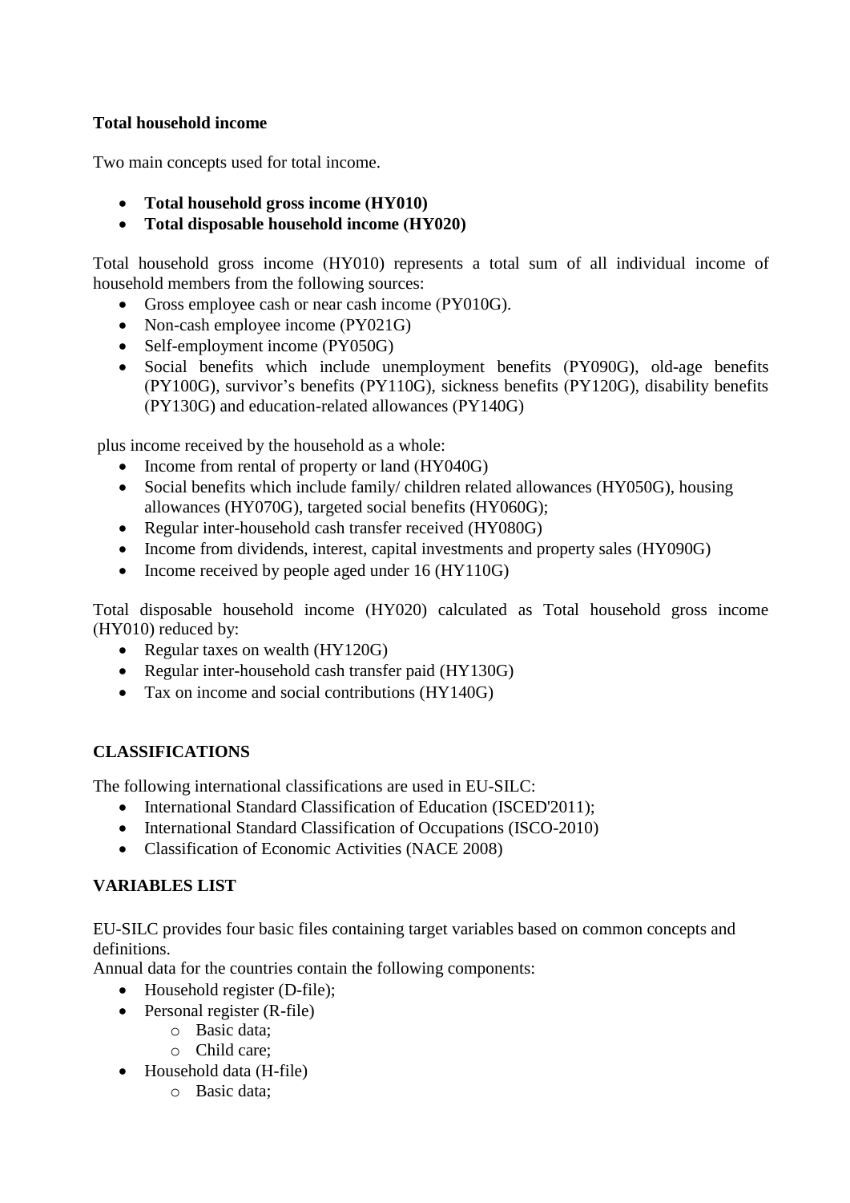**Total household income**

Two main concepts used for total income.

- **Total household gross income (HY010)**
- **Total disposable household income (HY020)**

Total household gross income (HY010) represents a total sum of all individual income of household members from the following sources:

- Gross employee cash or near cash income (PY010G).
- Non-cash employee income (PY021G)
- Self-employment income (PY050G)
- Social benefits which include unemployment benefits (PY090G), old-age benefits (PY100G), survivor's benefits (PY110G), sickness benefits (PY120G), disability benefits (PY130G) and education-related allowances (PY140G)

plus income received by the household as a whole:

- Income from rental of property or land (HY040G)
- Social benefits which include family/ children related allowances (HY050G), housing allowances (HY070G), targeted social benefits (HY060G);
- Regular inter-household cash transfer received (HY080G)
- Income from dividends, interest, capital investments and property sales (HY090G)
- Income received by people aged under 16 (HY110G)

Total disposable household income (HY020) calculated as Total household gross income (HY010) reduced by:

- Regular taxes on wealth (HY120G)
- Regular inter-household cash transfer paid (HY130G)
- Tax on income and social contributions (HY140G)

**CLASSIFICATIONS**

The following international classifications are used in EU-SILC:

- International Standard Classification of Education (ISCED'2011);
- International Standard Classification of Occupations (ISCO-2010)
- Classification of Economic Activities (NACE 2008)

**VARIABLES LIST**

EU-SILC provides four basic files containing target variables based on common concepts and definitions.
Annual data for the countries contain the following components:

- Household register (D-file);
- Personal register (R-file)
  - Basic data;
  - Child care;
- Household data (H-file)
  - Basic data;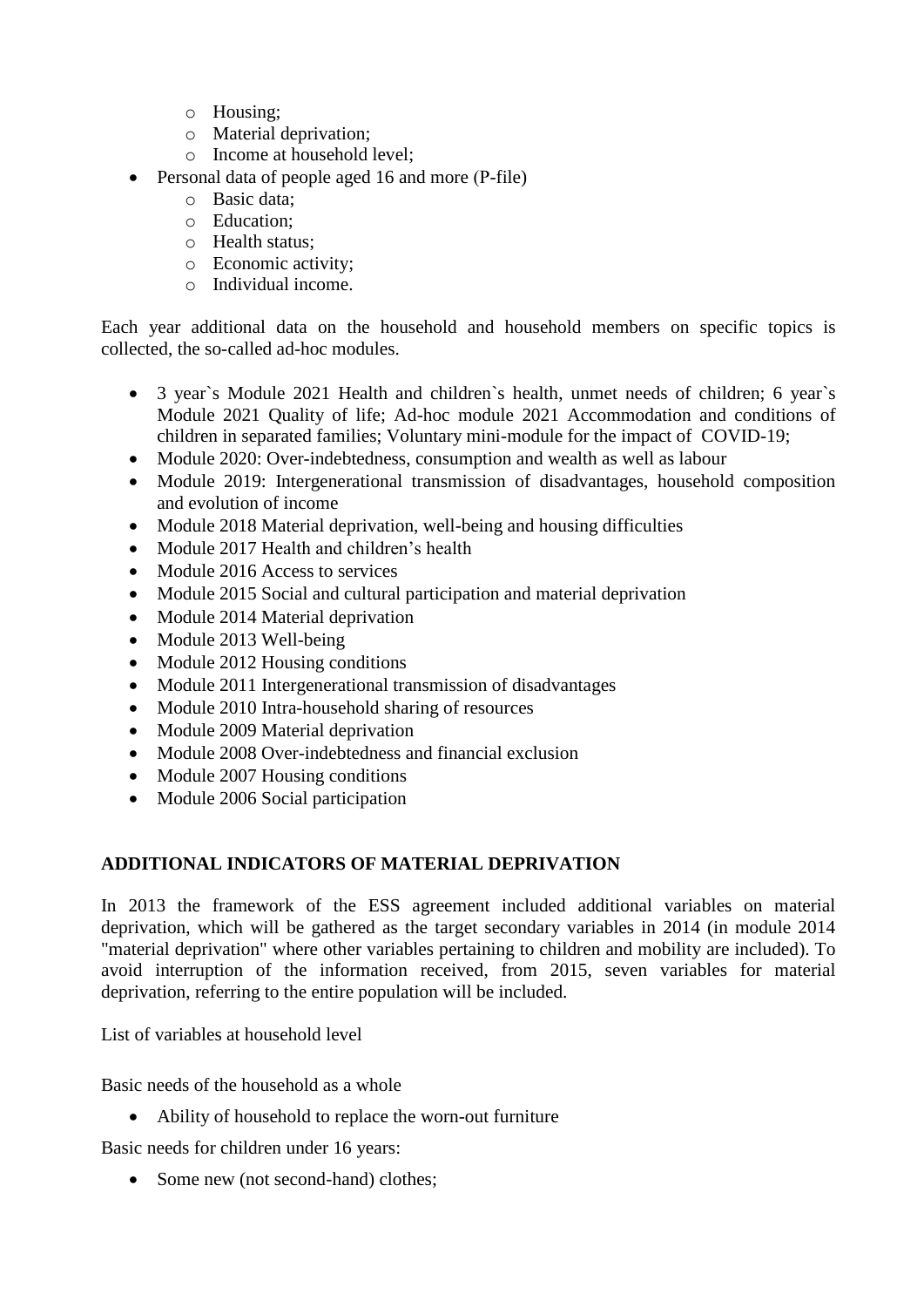- Housing;
  - Material deprivation;
  - Income at household level;
- Personal data of people aged 16 and more (P-file)
  - Basic data;
  - Education;
  - Health status;
  - Economic activity;
  - Individual income.

Each year additional data on the household and household members on specific topics is collected, the so-called ad-hoc modules.

- 3 year`s Module 2021 Health and children`s health, unmet needs of children; 6 year`s Module 2021 Quality of life; Ad-hoc module 2021 Accommodation and conditions of children in separated families; Voluntary mini-module for the impact of COVID-19;
- Module 2020: Over-indebtedness, consumption and wealth as well as labour
- Module 2019: Intergenerational transmission of disadvantages, household composition and evolution of income
- Module 2018 Material deprivation, well-being and housing difficulties
- Module 2017 Health and children's health
- Module 2016 Access to services
- Module 2015 Social and cultural participation and material deprivation
- Module 2014 Material deprivation
- Module 2013 Well-being
- Module 2012 Housing conditions
- Module 2011 Intergenerational transmission of disadvantages
- Module 2010 Intra-household sharing of resources
- Module 2009 Material deprivation
- Module 2008 Over-indebtedness and financial exclusion
- Module 2007 Housing conditions
- Module 2006 Social participation

**ADDITIONAL INDICATORS OF MATERIAL DEPRIVATION**

In 2013 the framework of the ESS agreement included additional variables on material deprivation, which will be gathered as the target secondary variables in 2014 (in module 2014 "material deprivation" where other variables pertaining to children and mobility are included). To avoid interruption of the information received, from 2015, seven variables for material deprivation, referring to the entire population will be included.

List of variables at household level

Basic needs of the household as a whole

- Ability of household to replace the worn-out furniture

Basic needs for children under 16 years:

- Some new (not second-hand) clothes;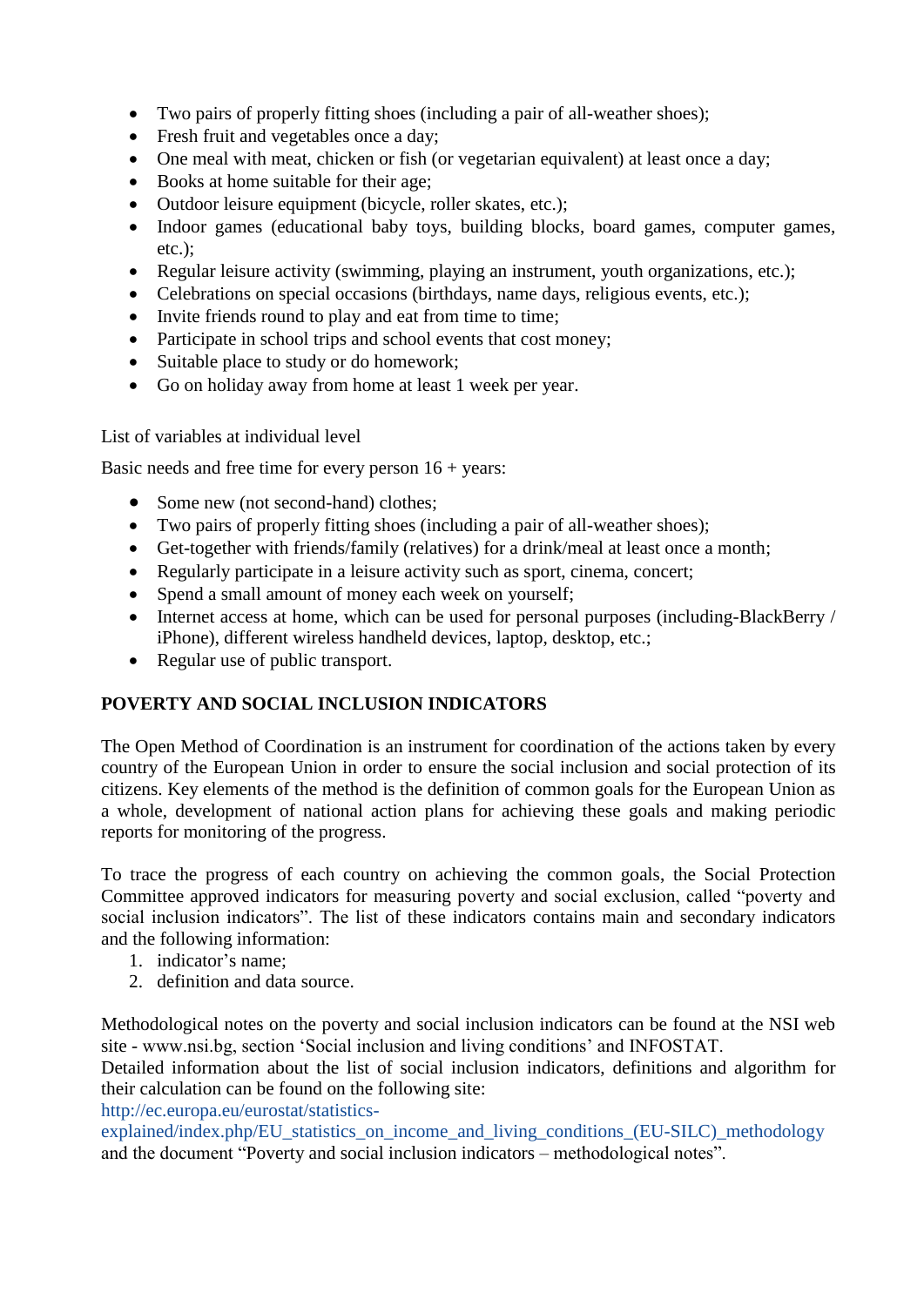- Two pairs of properly fitting shoes (including a pair of all-weather shoes);
- Fresh fruit and vegetables once a day;
- One meal with meat, chicken or fish (or vegetarian equivalent) at least once a day;
- Books at home suitable for their age;
- Outdoor leisure equipment (bicycle, roller skates, etc.);
- Indoor games (educational baby toys, building blocks, board games, computer games, etc.);
- Regular leisure activity (swimming, playing an instrument, youth organizations, etc.);
- Celebrations on special occasions (birthdays, name days, religious events, etc.);
- Invite friends round to play and eat from time to time;
- Participate in school trips and school events that cost money;
- Suitable place to study or do homework;
- Go on holiday away from home at least 1 week per year.

List of variables at individual level

Basic needs and free time for every person 16 + years:

- Some new (not second-hand) clothes;
- Two pairs of properly fitting shoes (including a pair of all-weather shoes);
- Get-together with friends/family (relatives) for a drink/meal at least once a month;
- Regularly participate in a leisure activity such as sport, cinema, concert;
- Spend a small amount of money each week on yourself;
- Internet access at home, which can be used for personal purposes (including-BlackBerry / iPhone), different wireless handheld devices, laptop, desktop, etc.;
- Regular use of public transport.

**POVERTY AND SOCIAL INCLUSION INDICATORS**

The Open Method of Coordination is an instrument for coordination of the actions taken by every country of the European Union in order to ensure the social inclusion and social protection of its citizens. Key elements of the method is the definition of common goals for the European Union as a whole, development of national action plans for achieving these goals and making periodic reports for monitoring of the progress.

To trace the progress of each country on achieving the common goals, the Social Protection Committee approved indicators for measuring poverty and social exclusion, called "poverty and social inclusion indicators". The list of these indicators contains main and secondary indicators and the following information:

1. indicator's name;
2. definition and data source.

Methodological notes on the poverty and social inclusion indicators can be found at the NSI web site - www.nsi.bg, section 'Social inclusion and living conditions' and INFOSTAT.
Detailed information about the list of social inclusion indicators, definitions and algorithm for their calculation can be found on the following site:
http://ec.europa.eu/eurostat/statistics-explained/index.php/EU_statistics_on_income_and_living_conditions_(EU-SILC)_methodology and the document "Poverty and social inclusion indicators – methodological notes".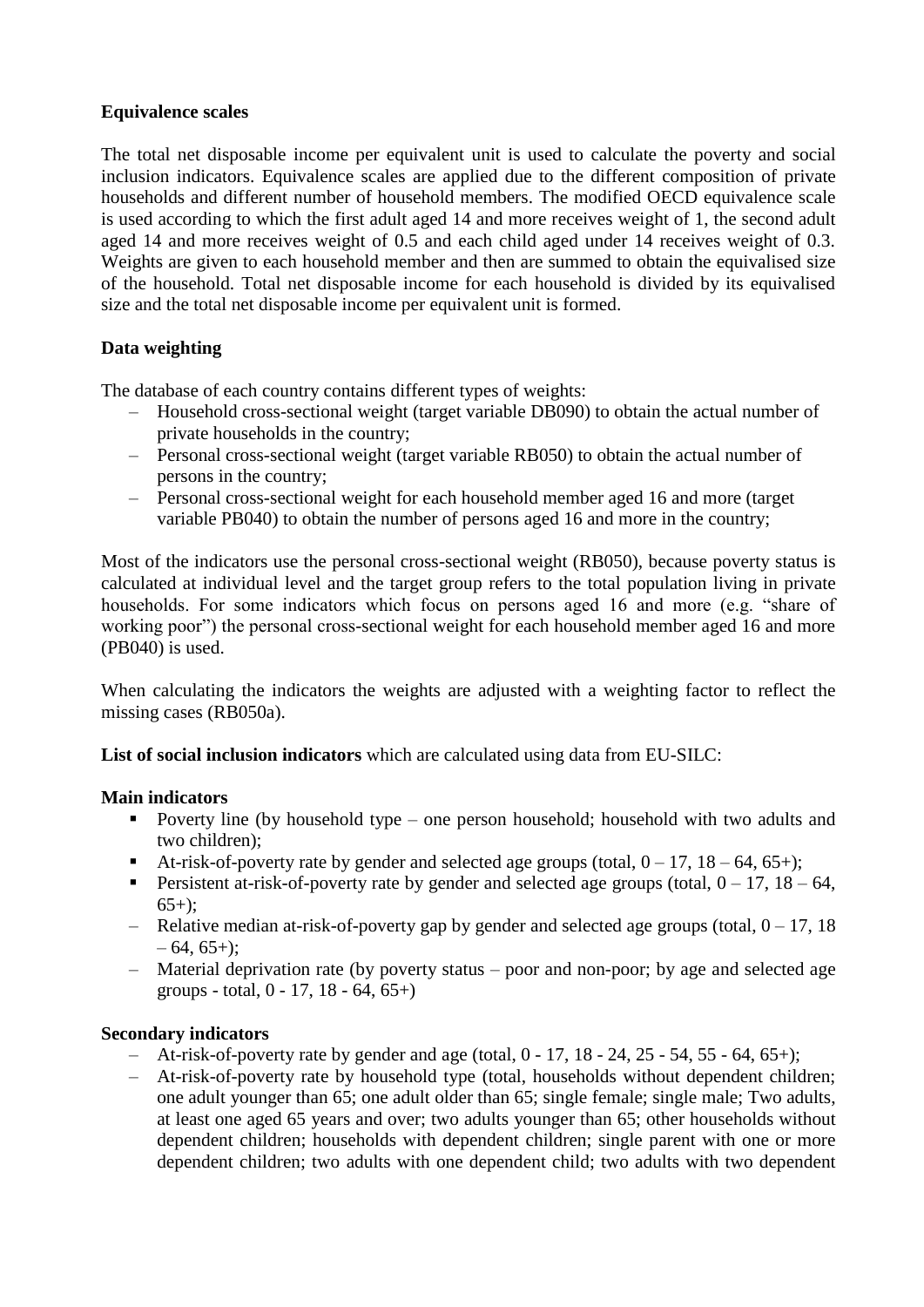**Equivalence scales**

The total net disposable income per equivalent unit is used to calculate the poverty and social inclusion indicators. Equivalence scales are applied due to the different composition of private households and different number of household members. The modified OECD equivalence scale is used according to which the first adult aged 14 and more receives weight of 1, the second adult aged 14 and more receives weight of 0.5 and each child aged under 14 receives weight of 0.3. Weights are given to each household member and then are summed to obtain the equivalised size of the household. Total net disposable income for each household is divided by its equivalised size and the total net disposable income per equivalent unit is formed.

**Data weighting**

The database of each country contains different types of weights:

- Household cross-sectional weight (target variable DB090) to obtain the actual number of private households in the country;
- Personal cross-sectional weight (target variable RB050) to obtain the actual number of persons in the country;
- Personal cross-sectional weight for each household member aged 16 and more (target variable PB040) to obtain the number of persons aged 16 and more in the country;

Most of the indicators use the personal cross-sectional weight (RB050), because poverty status is calculated at individual level and the target group refers to the total population living in private households. For some indicators which focus on persons aged 16 and more (e.g. "share of working poor") the personal cross-sectional weight for each household member aged 16 and more (PB040) is used.

When calculating the indicators the weights are adjusted with a weighting factor to reflect the missing cases (RB050a).

**List of social inclusion indicators** which are calculated using data from EU-SILC:

**Main indicators**

- Poverty line (by household type – one person household; household with two adults and two children);
- At-risk-of-poverty rate by gender and selected age groups (total, 0 – 17, 18 – 64, 65+);
- Persistent at-risk-of-poverty rate by gender and selected age groups (total, 0 – 17, 18 – 64, 65+);
- Relative median at-risk-of-poverty gap by gender and selected age groups (total, 0 – 17, 18 – 64, 65+);
- Material deprivation rate (by poverty status – poor and non-poor; by age and selected age groups - total, 0 - 17, 18 - 64, 65+)

**Secondary indicators**

- At-risk-of-poverty rate by gender and age (total, 0 - 17, 18 - 24, 25 - 54, 55 - 64, 65+);
- At-risk-of-poverty rate by household type (total, households without dependent children; one adult younger than 65; one adult older than 65; single female; single male; Two adults, at least one aged 65 years and over; two adults younger than 65; other households without dependent children; households with dependent children; single parent with one or more dependent children; two adults with one dependent child; two adults with two dependent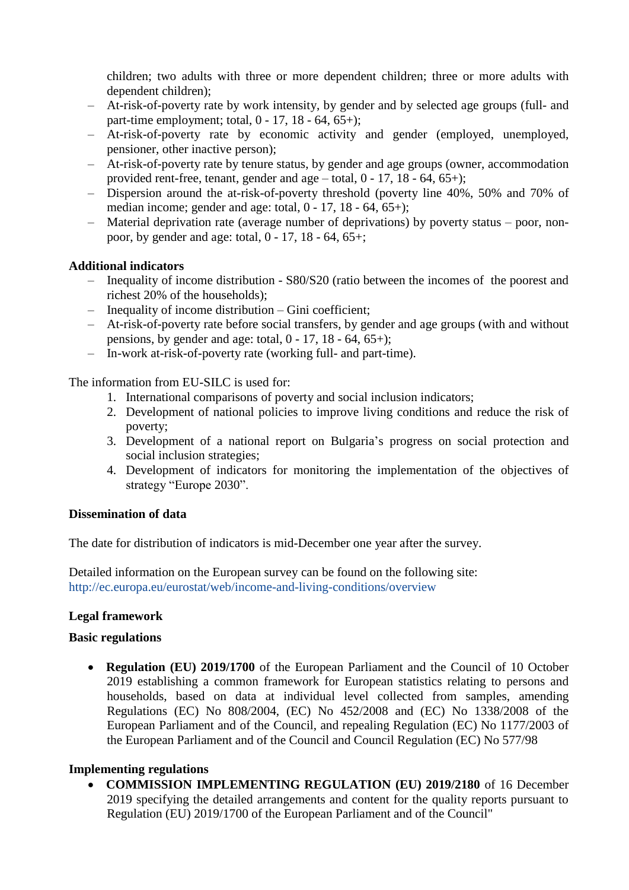children; two adults with three or more dependent children; three or more adults with dependent children);
- At-risk-of-poverty rate by work intensity, by gender and by selected age groups (full- and part-time employment; total, 0 - 17, 18 - 64, 65+);
- At-risk-of-poverty rate by economic activity and gender (employed, unemployed, pensioner, other inactive person);
- At-risk-of-poverty rate by tenure status, by gender and age groups (owner, accommodation provided rent-free, tenant, gender and age – total, 0 - 17, 18 - 64, 65+);
- Dispersion around the at-risk-of-poverty threshold (poverty line 40%, 50% and 70% of median income; gender and age: total, 0 - 17, 18 - 64, 65+);
- Material deprivation rate (average number of deprivations) by poverty status – poor, non-poor, by gender and age: total, 0 - 17, 18 - 64, 65+;

**Additional indicators**

- Inequality of income distribution - S80/S20 (ratio between the incomes of the poorest and richest 20% of the households);
- Inequality of income distribution – Gini coefficient;
- At-risk-of-poverty rate before social transfers, by gender and age groups (with and without pensions, by gender and age: total, 0 - 17, 18 - 64, 65+);
- In-work at-risk-of-poverty rate (working full- and part-time).

The information from EU-SILC is used for:

1. International comparisons of poverty and social inclusion indicators;
2. Development of national policies to improve living conditions and reduce the risk of poverty;
3. Development of a national report on Bulgaria's progress on social protection and social inclusion strategies;
4. Development of indicators for monitoring the implementation of the objectives of strategy "Europe 2030".

**Dissemination of data**

The date for distribution of indicators is mid-December one year after the survey.

Detailed information on the European survey can be found on the following site:
http://ec.europa.eu/eurostat/web/income-and-living-conditions/overview

**Legal framework**

**Basic regulations**

- **Regulation (EU) 2019/1700** of the European Parliament and the Council of 10 October 2019 establishing a common framework for European statistics relating to persons and households, based on data at individual level collected from samples, amending Regulations (EC) No 808/2004, (EC) No 452/2008 and (EC) No 1338/2008 of the European Parliament and of the Council, and repealing Regulation (EC) No 1177/2003 of the European Parliament and of the Council and Council Regulation (EC) No 577/98

**Implementing regulations**

- **COMMISSION IMPLEMENTING REGULATION (EU) 2019/2180** of 16 December 2019 specifying the detailed arrangements and content for the quality reports pursuant to Regulation (EU) 2019/1700 of the European Parliament and of the Council"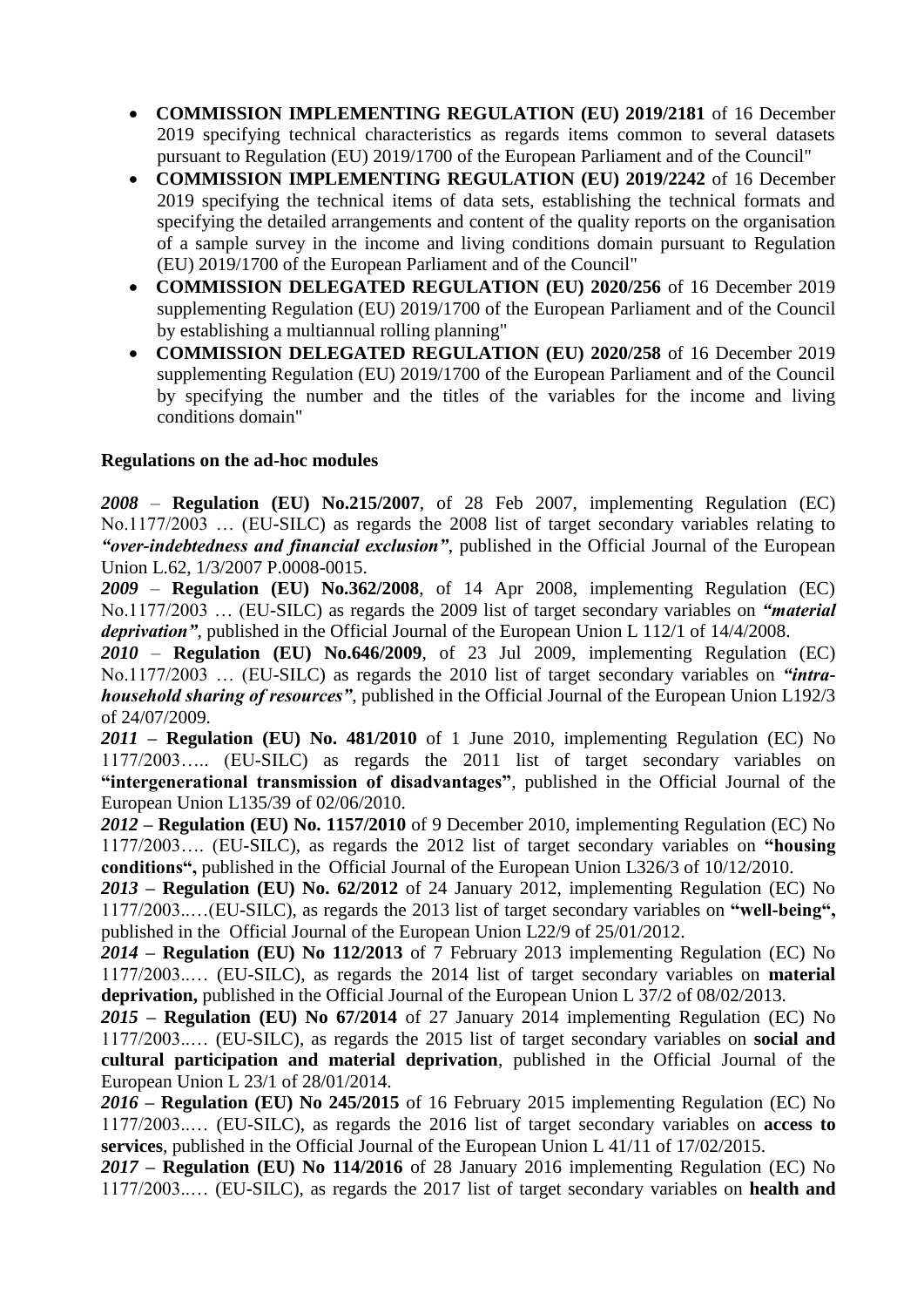- **COMMISSION IMPLEMENTING REGULATION (EU) 2019/2181** of 16 December 2019 specifying technical characteristics as regards items common to several datasets pursuant to Regulation (EU) 2019/1700 of the European Parliament and of the Council"
- **COMMISSION IMPLEMENTING REGULATION (EU) 2019/2242** of 16 December 2019 specifying the technical items of data sets, establishing the technical formats and specifying the detailed arrangements and content of the quality reports on the organisation of a sample survey in the income and living conditions domain pursuant to Regulation (EU) 2019/1700 of the European Parliament and of the Council"
- **COMMISSION DELEGATED REGULATION (EU) 2020/256** of 16 December 2019 supplementing Regulation (EU) 2019/1700 of the European Parliament and of the Council by establishing a multiannual rolling planning"
- **COMMISSION DELEGATED REGULATION (EU) 2020/258** of 16 December 2019 supplementing Regulation (EU) 2019/1700 of the European Parliament and of the Council by specifying the number and the titles of the variables for the income and living conditions domain"

**Regulations on the ad-hoc modules**

***2008*** – **Regulation (EU) No.215/2007**, of 28 Feb 2007, implementing Regulation (EC) No.1177/2003 … (EU-SILC) as regards the 2008 list of target secondary variables relating to ***"over-indebtedness and financial exclusion"***, published in the Official Journal of the European Union L.62, 1/3/2007 P.0008-0015.
***2009*** – **Regulation (EU) No.362/2008**, of 14 Apr 2008, implementing Regulation (EC) No.1177/2003 … (EU-SILC) as regards the 2009 list of target secondary variables on ***"material deprivation"***, published in the Official Journal of the European Union L 112/1 of 14/4/2008.
***2010*** – **Regulation (EU) No.646/2009**, of 23 Jul 2009, implementing Regulation (EC) No.1177/2003 … (EU-SILC) as regards the 2010 list of target secondary variables on ***"intra-household sharing of resources"***, published in the Official Journal of the European Union L192/3 of 24/07/2009.
***2011*** **– Regulation (EU) No. 481/2010** of 1 June 2010, implementing Regulation (EC) No 1177/2003….. (EU-SILC) as regards the 2011 list of target secondary variables on **"intergenerational transmission of disadvantages"**, published in the Official Journal of the European Union L135/39 of 02/06/2010.
***2012*** **– Regulation (EU) No. 1157/2010** of 9 December 2010, implementing Regulation (EC) No 1177/2003…. (EU-SILC), as regards the 2012 list of target secondary variables on **"housing conditions",** published in the Official Journal of the European Union L326/3 of 10/12/2010.
***2013*** **– Regulation (EU) No. 62/2012** of 24 January 2012, implementing Regulation (EC) No 1177/2003..…(EU-SILC), as regards the 2013 list of target secondary variables on **"well-being",** published in the Official Journal of the European Union L22/9 of 25/01/2012.
***2014*** **– Regulation (EU) No 112/2013** of 7 February 2013 implementing Regulation (EC) No 1177/2003..… (EU-SILC), as regards the 2014 list of target secondary variables on **material deprivation,** published in the Official Journal of the European Union L 37/2 of 08/02/2013.
***2015*** **– Regulation (EU) No 67/2014** of 27 January 2014 implementing Regulation (EC) No 1177/2003..… (EU-SILC), as regards the 2015 list of target secondary variables on **social and cultural participation and material deprivation**, published in the Official Journal of the European Union L 23/1 of 28/01/2014.
***2016*** **– Regulation (EU) No 245/2015** of 16 February 2015 implementing Regulation (EC) No 1177/2003..… (EU-SILC), as regards the 2016 list of target secondary variables on **access to services**, published in the Official Journal of the European Union L 41/11 of 17/02/2015.
***2017*** **– Regulation (EU) No 114/2016** of 28 January 2016 implementing Regulation (EC) No 1177/2003..… (EU-SILC), as regards the 2017 list of target secondary variables on **health and**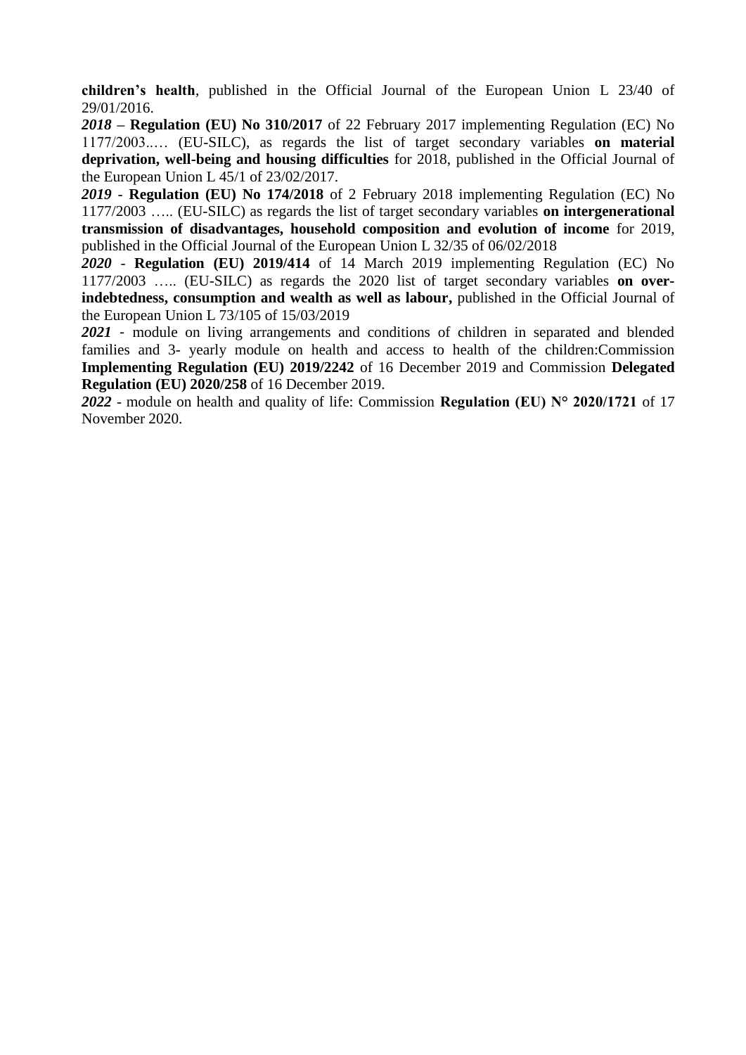**children's health**, published in the Official Journal of the European Union L 23/40 of 29/01/2016.

***2018*** – **Regulation (EU) No 310/2017** of 22 February 2017 implementing Regulation (EC) No 1177/2003..… (EU-SILC), as regards the list of target secondary variables **on material deprivation, well-being and housing difficulties** for 2018, published in the Official Journal of the European Union L 45/1 of 23/02/2017.

***2019*** - **Regulation (EU) No 174/2018** of 2 February 2018 implementing Regulation (EC) No 1177/2003 ….. (EU-SILC) as regards the list of target secondary variables **on intergenerational transmission of disadvantages, household composition and evolution of income** for 2019, published in the Official Journal of the European Union L 32/35 of 06/02/2018

***2020*** - **Regulation (EU) 2019/414** of 14 March 2019 implementing Regulation (EC) No 1177/2003 ….. (EU-SILC) as regards the 2020 list of target secondary variables **on over-indebtedness, consumption and wealth as well as labour,** published in the Official Journal of the European Union L 73/105 of 15/03/2019

***2021*** - module on living arrangements and conditions of children in separated and blended families and 3- yearly module on health and access to health of the children:Commission **Implementing Regulation (EU) 2019/2242** of 16 December 2019 and Commission **Delegated Regulation (EU) 2020/258** of 16 December 2019.

***2022*** - module on health and quality of life: Commission **Regulation (EU) N° 2020/1721** of 17 November 2020.